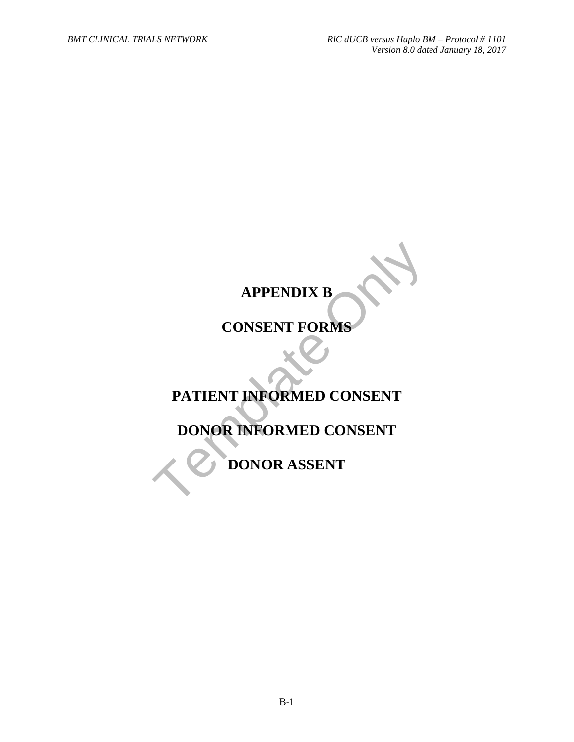# APPENDIX B

# CONSENT FORMS

## PATIENT INFORMED CONSENT

## DONOR INFORMED CONSENT

## DONOR ASSENT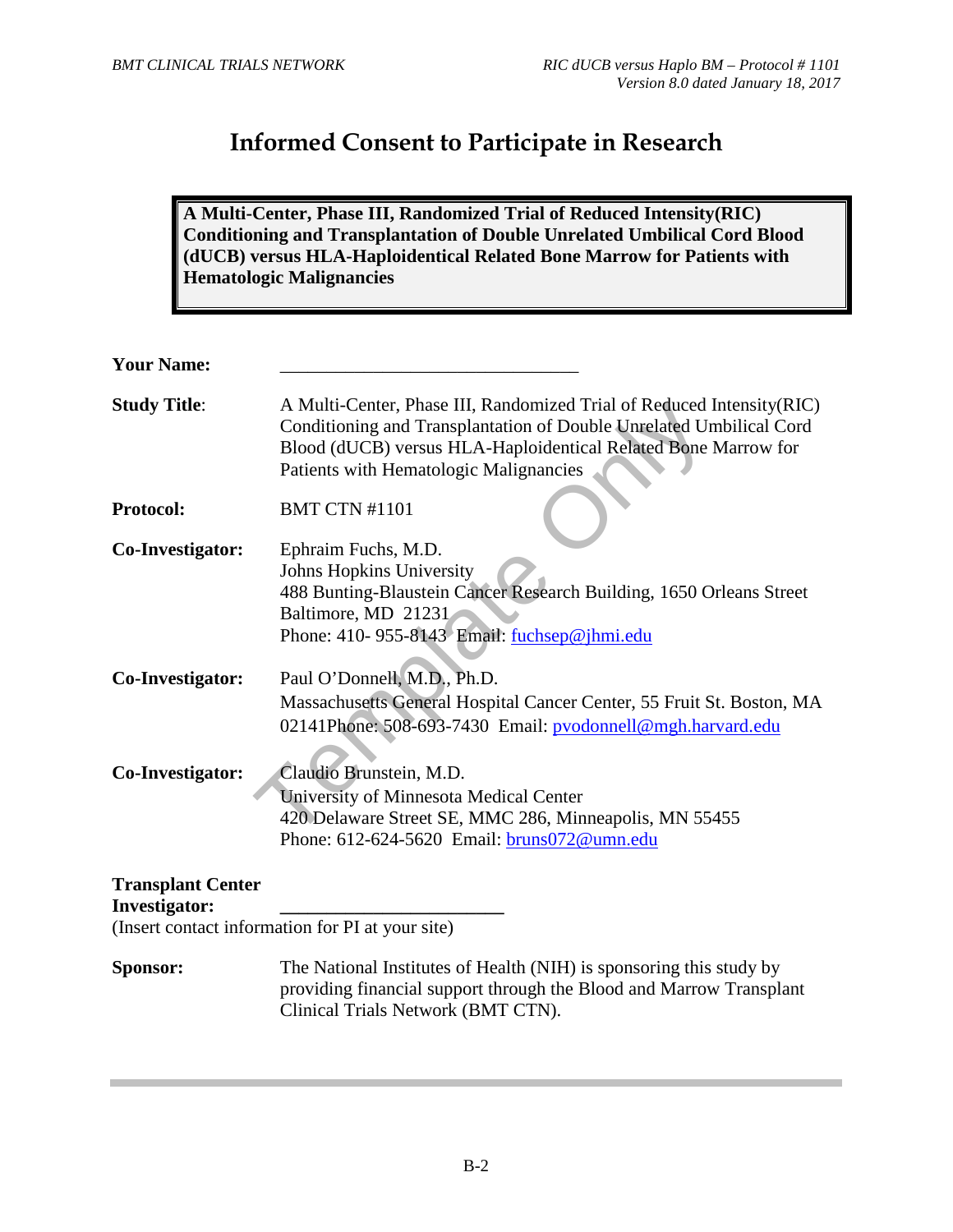# Informed Consent to Participate in Research

**A Multi-Center, Phase III, Randomized Trial of Reduced Intensity(RIC) Conditioning and Transplantation of Double Unrelated Umbilical Cord Blood (dUCB) versus HLA-Haploidentical Related Bone Marrow for Patients with Hematologic Malignancies**

**Your Name:** ______________________________

**Study Title**: A Multi-Center, Phase III, Randomized Trial of Reduced Intensity(RIC) Conditioning and Transplantation of Double Unrelated Umbilical Cord Blood (dUCB) versus HLA-Haploidentical Related Bone Marrow for Patients with Hematologic Malignancies

**Protocol:** BMT CTN #1101

**Co-Investigator:** Ephraim Fuchs, M.D.
Johns Hopkins University
488 Bunting-Blaustein Cancer Research Building, 1650 Orleans Street
Baltimore, MD 21231
Phone: 410- 955-8143 Email: fuchsep@jhmi.edu

**Co-Investigator:** Paul O'Donnell, M.D., Ph.D.
Massachusetts General Hospital Cancer Center, 55 Fruit St. Boston, MA 02141Phone: 508-693-7430 Email: pvodonnell@mgh.harvard.edu

**Co-Investigator:** Claudio Brunstein, M.D.
University of Minnesota Medical Center
420 Delaware Street SE, MMC 286, Minneapolis, MN 55455
Phone: 612-624-5620 Email: bruns072@umn.edu

**Transplant Center Investigator:** ______________________
(Insert contact information for PI at your site)

**Sponsor:** The National Institutes of Health (NIH) is sponsoring this study by providing financial support through the Blood and Marrow Transplant Clinical Trials Network (BMT CTN).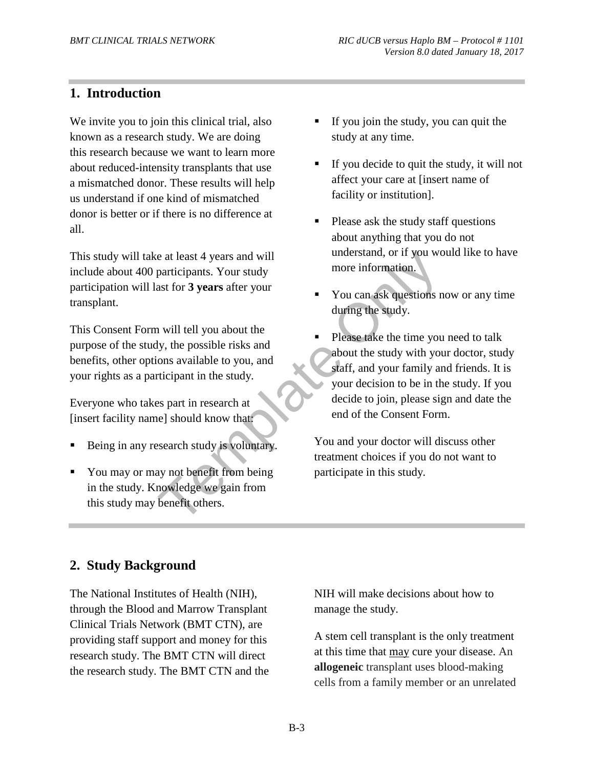## 1. Introduction

We invite you to join this clinical trial, also known as a research study. We are doing this research because we want to learn more about reduced-intensity transplants that use a mismatched donor. These results will help us understand if one kind of mismatched donor is better or if there is no difference at all.

This study will take at least 4 years and will include about 400 participants. Your study participation will last for **3 years** after your transplant.

This Consent Form will tell you about the purpose of the study, the possible risks and benefits, other options available to you, and your rights as a participant in the study.

Everyone who takes part in research at [insert facility name] should know that:

- Being in any research study is voluntary.
- You may or may not benefit from being in the study. Knowledge we gain from this study may benefit others.
- If you join the study, you can quit the study at any time.
- If you decide to quit the study, it will not affect your care at [insert name of facility or institution].
- Please ask the study staff questions about anything that you do not understand, or if you would like to have more information.
- You can ask questions now or any time during the study.
- Please take the time you need to talk about the study with your doctor, study staff, and your family and friends. It is your decision to be in the study. If you decide to join, please sign and date the end of the Consent Form.

You and your doctor will discuss other treatment choices if you do not want to participate in this study.

## 2. Study Background

The National Institutes of Health (NIH), through the Blood and Marrow Transplant Clinical Trials Network (BMT CTN), are providing staff support and money for this research study. The BMT CTN will direct the research study. The BMT CTN and the NIH will make decisions about how to manage the study.

A stem cell transplant is the only treatment at this time that <u>may</u> cure your disease. An **allogeneic** transplant uses blood-making cells from a family member or an unrelated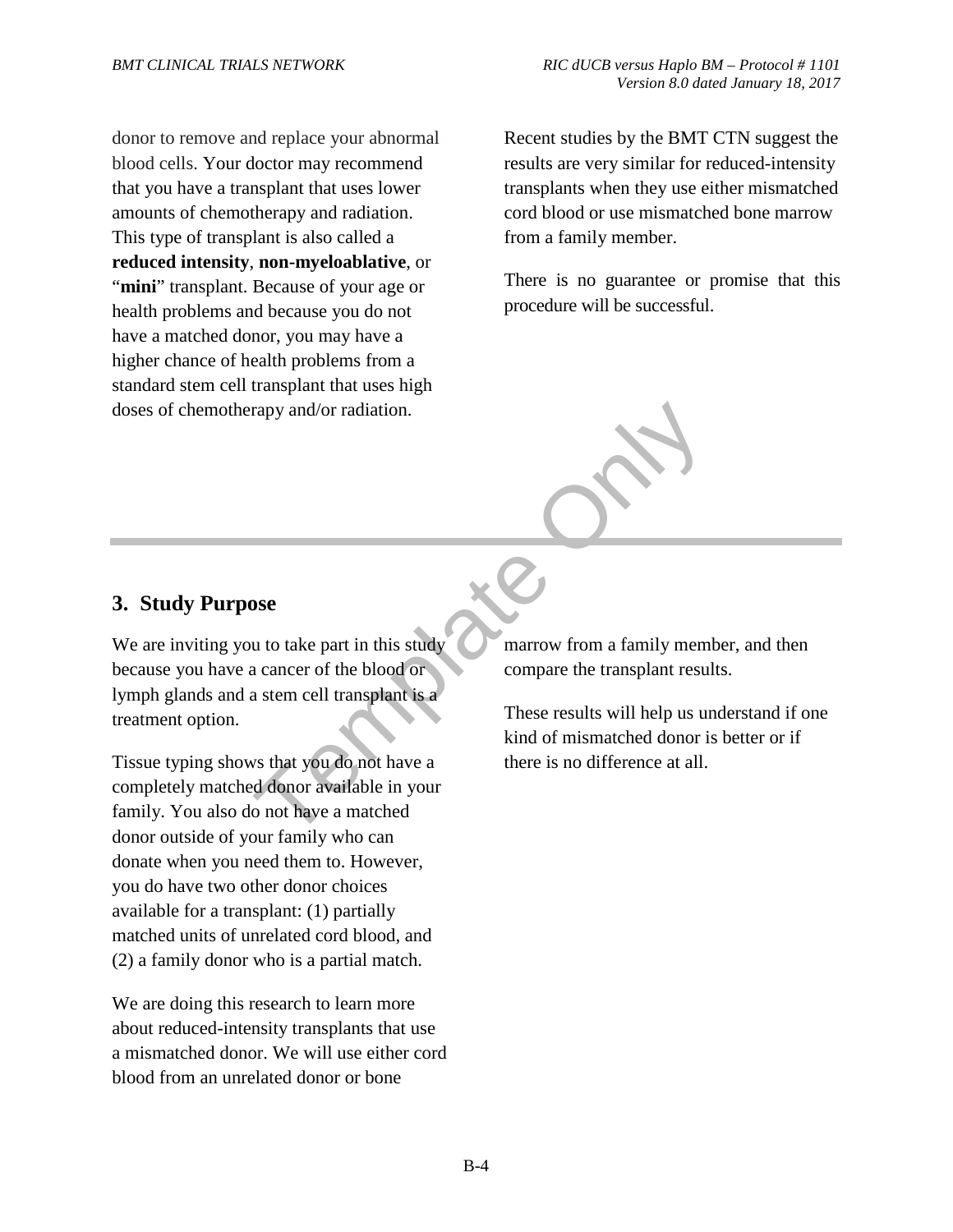donor to remove and replace your abnormal blood cells. Your doctor may recommend that you have a transplant that uses lower amounts of chemotherapy and radiation. This type of transplant is also called a **reduced intensity**, **non-myeloablative**, or "**mini**" transplant. Because of your age or health problems and because you do not have a matched donor, you may have a higher chance of health problems from a standard stem cell transplant that uses high doses of chemotherapy and/or radiation.

Recent studies by the BMT CTN suggest the results are very similar for reduced-intensity transplants when they use either mismatched cord blood or use mismatched bone marrow from a family member.

There is no guarantee or promise that this procedure will be successful.

## 3. Study Purpose

We are inviting you to take part in this study because you have a cancer of the blood or lymph glands and a stem cell transplant is a treatment option.

Tissue typing shows that you do not have a completely matched donor available in your family. You also do not have a matched donor outside of your family who can donate when you need them to. However, you do have two other donor choices available for a transplant: (1) partially matched units of unrelated cord blood, and (2) a family donor who is a partial match.

We are doing this research to learn more about reduced-intensity transplants that use a mismatched donor. We will use either cord blood from an unrelated donor or bone marrow from a family member, and then compare the transplant results.

These results will help us understand if one kind of mismatched donor is better or if there is no difference at all.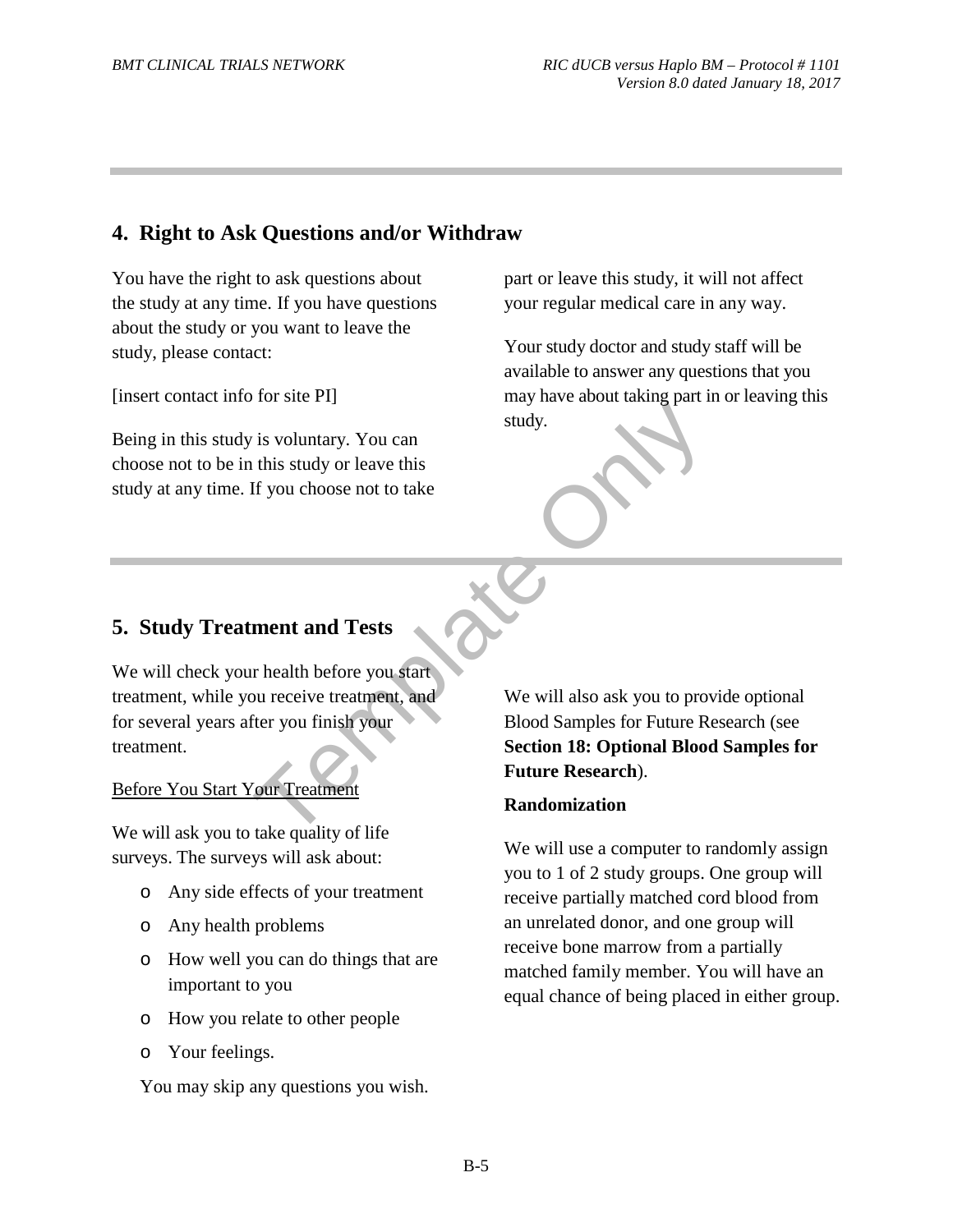## 4. Right to Ask Questions and/or Withdraw

You have the right to ask questions about the study at any time. If you have questions about the study or you want to leave the study, please contact:

[insert contact info for site PI]

Being in this study is voluntary. You can choose not to be in this study or leave this study at any time. If you choose not to take part or leave this study, it will not affect your regular medical care in any way.

Your study doctor and study staff will be available to answer any questions that you may have about taking part in or leaving this study.

## 5. Study Treatment and Tests

We will check your health before you start treatment, while you receive treatment, and for several years after you finish your treatment.

Before You Start Your Treatment

We will ask you to take quality of life surveys. The surveys will ask about:

- Any side effects of your treatment
- Any health problems
- How well you can do things that are important to you
- How you relate to other people
- Your feelings.

You may skip any questions you wish.

We will also ask you to provide optional Blood Samples for Future Research (see **Section 18: Optional Blood Samples for Future Research**).

**Randomization**

We will use a computer to randomly assign you to 1 of 2 study groups. One group will receive partially matched cord blood from an unrelated donor, and one group will receive bone marrow from a partially matched family member. You will have an equal chance of being placed in either group.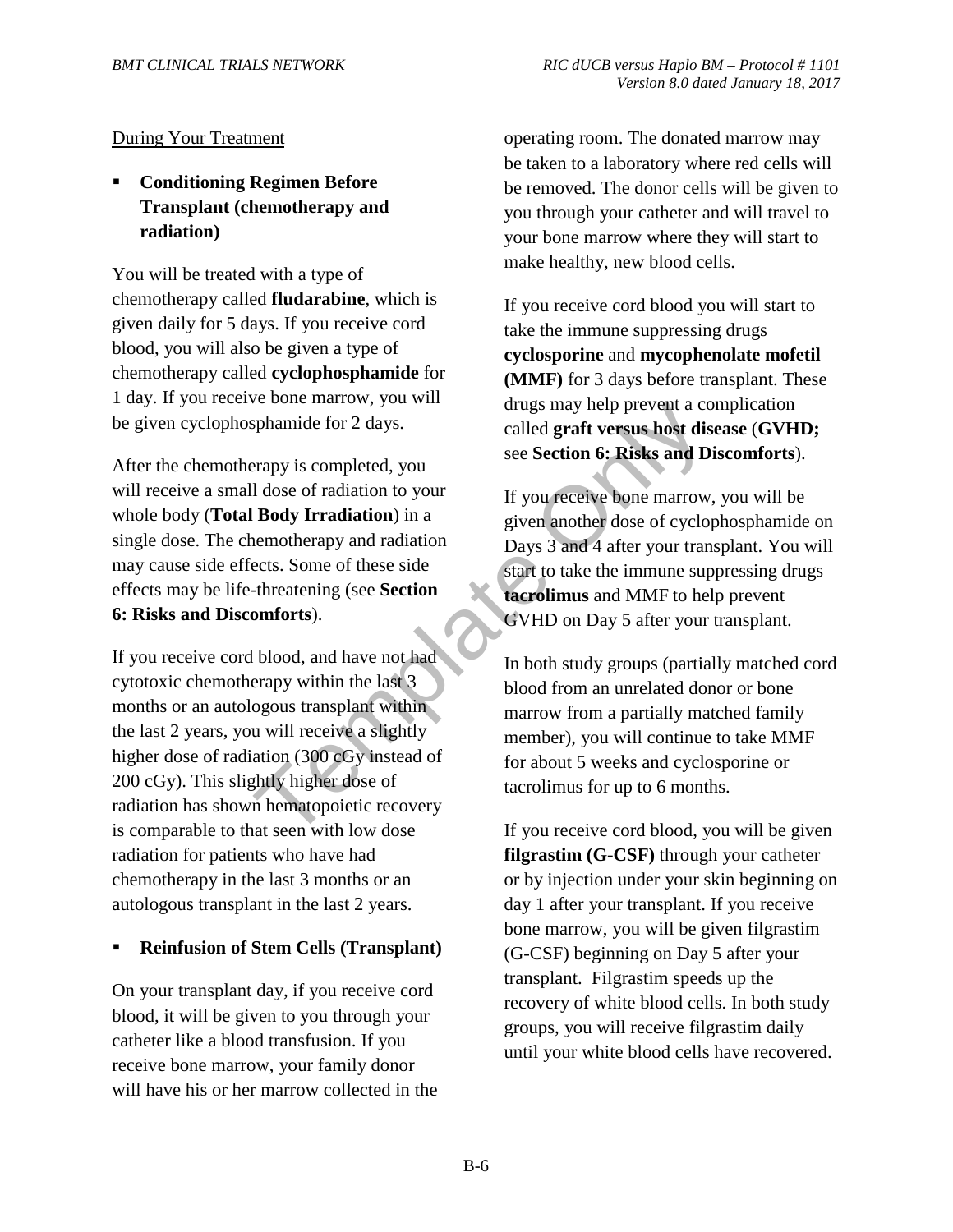During Your Treatment

- **Conditioning Regimen Before Transplant (chemotherapy and radiation)**

You will be treated with a type of chemotherapy called **fludarabine**, which is given daily for 5 days. If you receive cord blood, you will also be given a type of chemotherapy called **cyclophosphamide** for 1 day. If you receive bone marrow, you will be given cyclophosphamide for 2 days.

After the chemotherapy is completed, you will receive a small dose of radiation to your whole body (**Total Body Irradiation**) in a single dose. The chemotherapy and radiation may cause side effects. Some of these side effects may be life-threatening (see **Section 6: Risks and Discomforts**).

If you receive cord blood, and have not had cytotoxic chemotherapy within the last 3 months or an autologous transplant within the last 2 years, you will receive a slightly higher dose of radiation (300 cGy instead of 200 cGy). This slightly higher dose of radiation has shown hematopoietic recovery is comparable to that seen with low dose radiation for patients who have had chemotherapy in the last 3 months or an autologous transplant in the last 2 years.

- **Reinfusion of Stem Cells (Transplant)**

On your transplant day, if you receive cord blood, it will be given to you through your catheter like a blood transfusion. If you receive bone marrow, your family donor will have his or her marrow collected in the operating room. The donated marrow may be taken to a laboratory where red cells will be removed. The donor cells will be given to you through your catheter and will travel to your bone marrow where they will start to make healthy, new blood cells.

If you receive cord blood you will start to take the immune suppressing drugs **cyclosporine** and **mycophenolate mofetil (MMF)** for 3 days before transplant. These drugs may help prevent a complication called **graft versus host disease** (**GVHD;** see **Section 6: Risks and Discomforts**).

If you receive bone marrow, you will be given another dose of cyclophosphamide on Days 3 and 4 after your transplant. You will start to take the immune suppressing drugs **tacrolimus** and MMF to help prevent GVHD on Day 5 after your transplant.

In both study groups (partially matched cord blood from an unrelated donor or bone marrow from a partially matched family member), you will continue to take MMF for about 5 weeks and cyclosporine or tacrolimus for up to 6 months.

If you receive cord blood, you will be given **filgrastim (G-CSF)** through your catheter or by injection under your skin beginning on day 1 after your transplant. If you receive bone marrow, you will be given filgrastim (G-CSF) beginning on Day 5 after your transplant. Filgrastim speeds up the recovery of white blood cells. In both study groups, you will receive filgrastim daily until your white blood cells have recovered.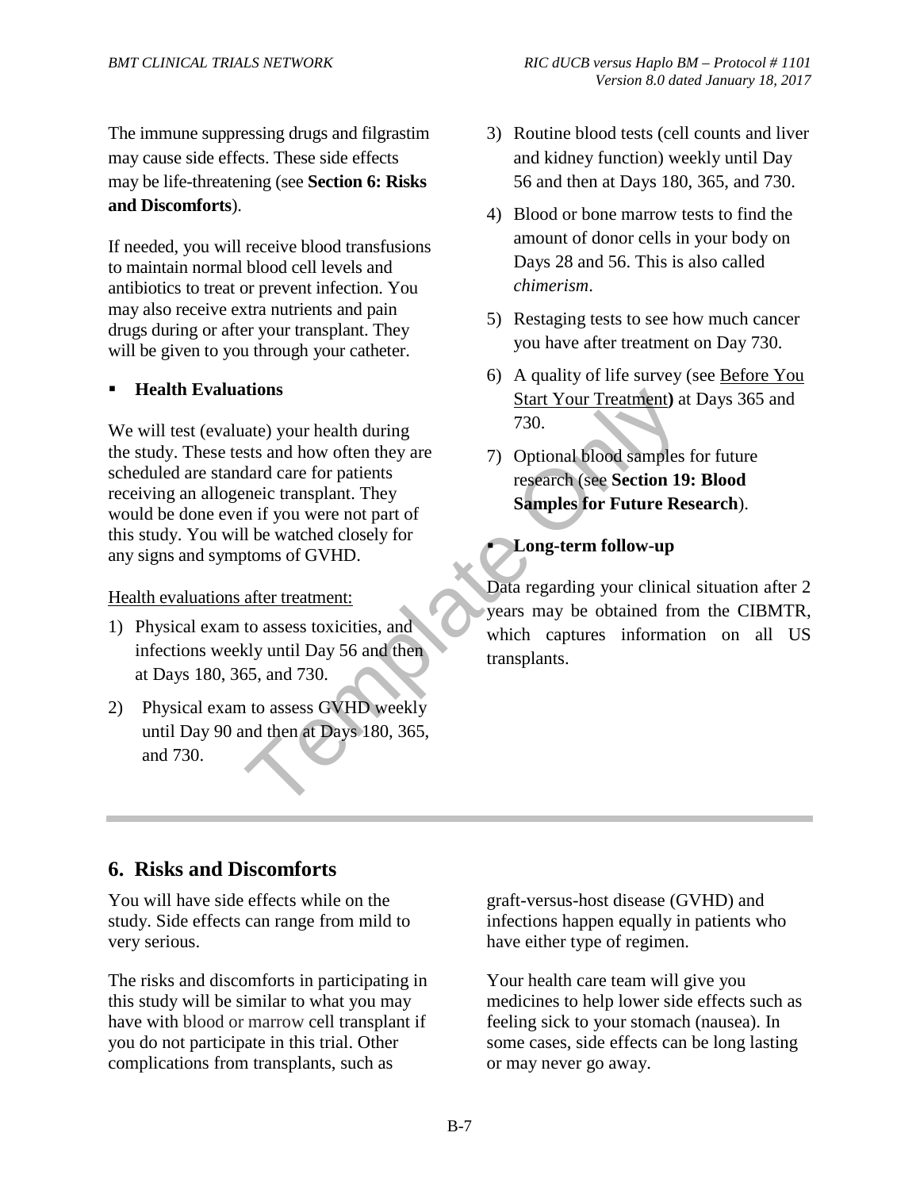The immune suppressing drugs and filgrastim may cause side effects. These side effects may be life-threatening (see **Section 6: Risks and Discomforts**).

If needed, you will receive blood transfusions to maintain normal blood cell levels and antibiotics to treat or prevent infection. You may also receive extra nutrients and pain drugs during or after your transplant. They will be given to you through your catheter.

- **Health Evaluations**

We will test (evaluate) your health during the study. These tests and how often they are scheduled are standard care for patients receiving an allogeneic transplant. They would be done even if you were not part of this study. You will be watched closely for any signs and symptoms of GVHD.

Health evaluations after treatment:

1) Physical exam to assess toxicities, and infections weekly until Day 56 and then at Days 180, 365, and 730.
2) Physical exam to assess GVHD weekly until Day 90 and then at Days 180, 365, and 730.
3) Routine blood tests (cell counts and liver and kidney function) weekly until Day 56 and then at Days 180, 365, and 730.
4) Blood or bone marrow tests to find the amount of donor cells in your body on Days 28 and 56. This is also called *chimerism*.
5) Restaging tests to see how much cancer you have after treatment on Day 730.
6) A quality of life survey (see Before You Start Your Treatment**)** at Days 365 and 730.
7) Optional blood samples for future research (see **Section 19: Blood Samples for Future Research**).

- **Long-term follow-up**

Data regarding your clinical situation after 2 years may be obtained from the CIBMTR, which captures information on all US transplants.

## 6. Risks and Discomforts

You will have side effects while on the study. Side effects can range from mild to very serious.

The risks and discomforts in participating in this study will be similar to what you may have with blood or marrow cell transplant if you do not participate in this trial. Other complications from transplants, such as graft-versus-host disease (GVHD) and infections happen equally in patients who have either type of regimen.

Your health care team will give you medicines to help lower side effects such as feeling sick to your stomach (nausea). In some cases, side effects can be long lasting or may never go away.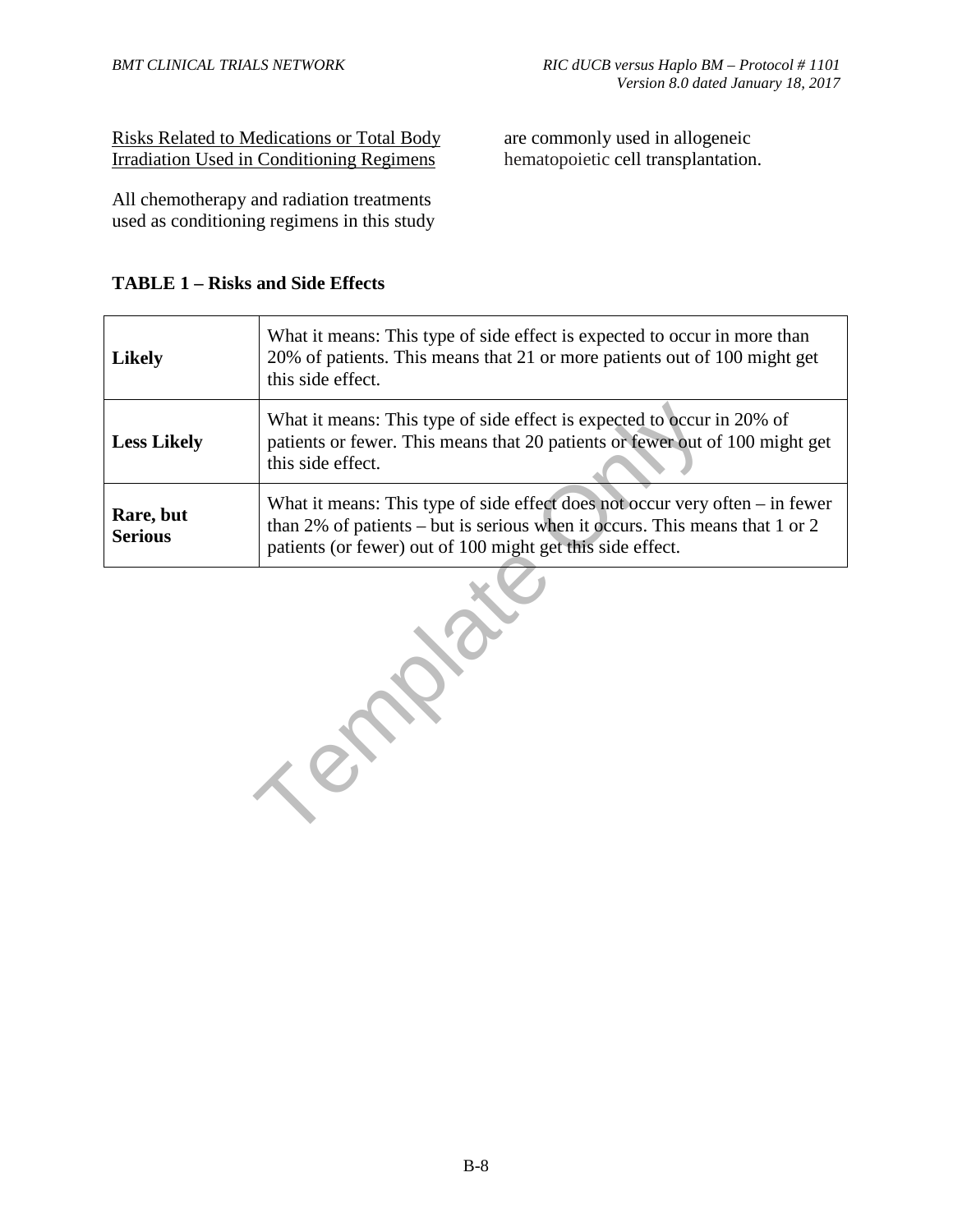<u>Risks Related to Medications or Total Body Irradiation Used in Conditioning Regimens</u>

All chemotherapy and radiation treatments used as conditioning regimens in this study are commonly used in allogeneic hematopoietic cell transplantation.

**TABLE 1 – Risks and Side Effects**

| | |
|---|---|
| **Likely** | What it means: This type of side effect is expected to occur in more than 20% of patients. This means that 21 or more patients out of 100 might get this side effect. |
| **Less Likely** | What it means: This type of side effect is expected to occur in 20% of patients or fewer. This means that 20 patients or fewer out of 100 might get this side effect. |
| **Rare, but Serious** | What it means: This type of side effect does not occur very often – in fewer than 2% of patients – but is serious when it occurs. This means that 1 or 2 patients (or fewer) out of 100 might get this side effect. |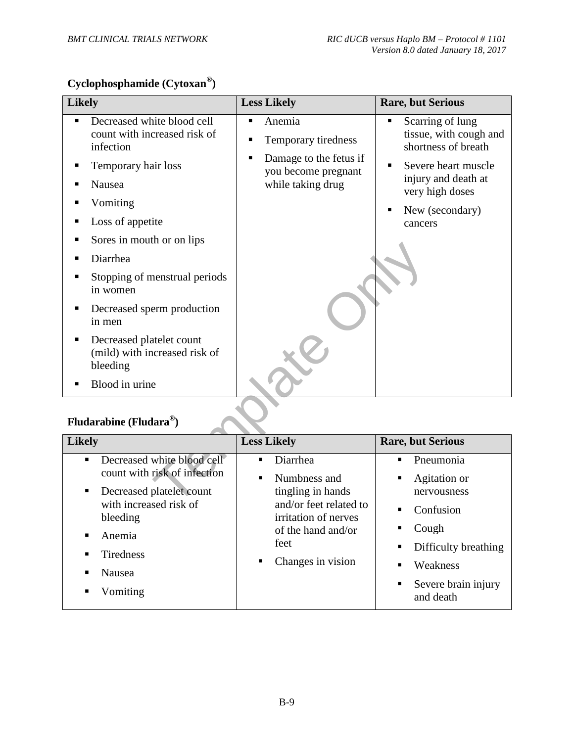**Cyclophosphamide (Cytoxan®)**

| Likely | Less Likely | Rare, but Serious |
| --- | --- | --- |
| ▪ Decreased white blood cell count with increased risk of infection<br>▪ Temporary hair loss<br>▪ Nausea<br>▪ Vomiting<br>▪ Loss of appetite<br>▪ Sores in mouth or on lips<br>▪ Diarrhea<br>▪ Stopping of menstrual periods in women<br>▪ Decreased sperm production in men<br>▪ Decreased platelet count (mild) with increased risk of bleeding<br>▪ Blood in urine | ▪ Anemia<br>▪ Temporary tiredness<br>▪ Damage to the fetus if you become pregnant while taking drug | ▪ Scarring of lung tissue, with cough and shortness of breath<br>▪ Severe heart muscle injury and death at very high doses<br>▪ New (secondary) cancers |

**Fludarabine (Fludara®)**

| Likely | Less Likely | Rare, but Serious |
| --- | --- | --- |
| ▪ Decreased white blood cell count with risk of infection<br>▪ Decreased platelet count with increased risk of bleeding<br>▪ Anemia<br>▪ Tiredness<br>▪ Nausea<br>▪ Vomiting | ▪ Diarrhea<br>▪ Numbness and tingling in hands and/or feet related to irritation of nerves of the hand and/or feet<br>▪ Changes in vision | ▪ Pneumonia<br>▪ Agitation or nervousness<br>▪ Confusion<br>▪ Cough<br>▪ Difficulty breathing<br>▪ Weakness<br>▪ Severe brain injury and death |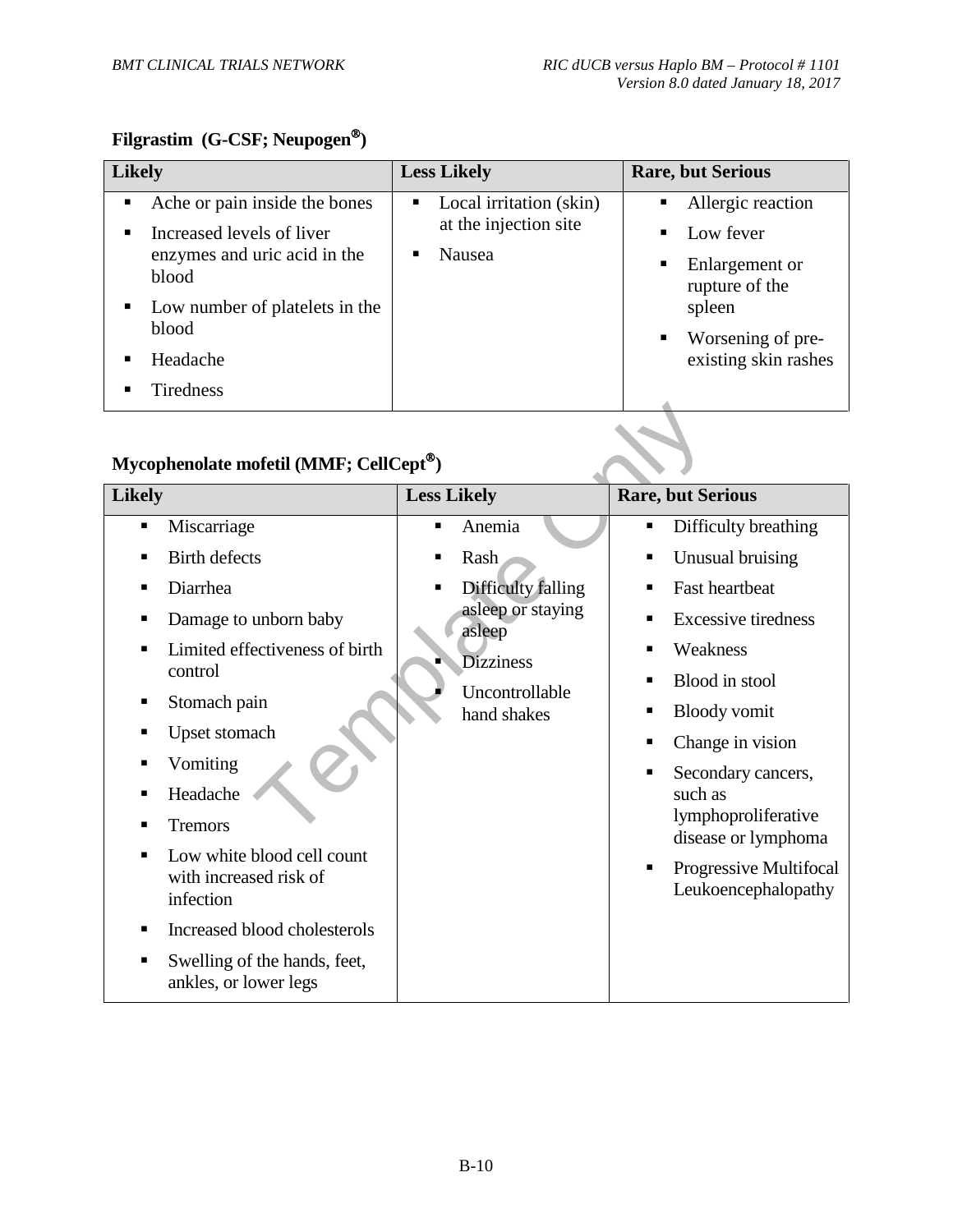**Filgrastim (G-CSF; Neupogen®)**

| Likely | Less Likely | Rare, but Serious |
| --- | --- | --- |
| ▪ Ache or pain inside the bones<br>▪ Increased levels of liver enzymes and uric acid in the blood<br>▪ Low number of platelets in the blood<br>▪ Headache<br>▪ Tiredness | ▪ Local irritation (skin) at the injection site<br>▪ Nausea | ▪ Allergic reaction<br>▪ Low fever<br>▪ Enlargement or rupture of the spleen<br>▪ Worsening of pre-existing skin rashes |

**Mycophenolate mofetil (MMF; CellCept®)**

| Likely | Less Likely | Rare, but Serious |
| --- | --- | --- |
| ▪ Miscarriage<br>▪ Birth defects<br>▪ Diarrhea<br>▪ Damage to unborn baby<br>▪ Limited effectiveness of birth control<br>▪ Stomach pain<br>▪ Upset stomach<br>▪ Vomiting<br>▪ Headache<br>▪ Tremors<br>▪ Low white blood cell count with increased risk of infection<br>▪ Increased blood cholesterols<br>▪ Swelling of the hands, feet, ankles, or lower legs | ▪ Anemia<br>▪ Rash<br>▪ Difficulty falling asleep or staying asleep<br>▪ Dizziness<br>▪ Uncontrollable hand shakes | ▪ Difficulty breathing<br>▪ Unusual bruising<br>▪ Fast heartbeat<br>▪ Excessive tiredness<br>▪ Weakness<br>▪ Blood in stool<br>▪ Bloody vomit<br>▪ Change in vision<br>▪ Secondary cancers, such as lymphoproliferative disease or lymphoma<br>▪ Progressive Multifocal Leukoencephalopathy |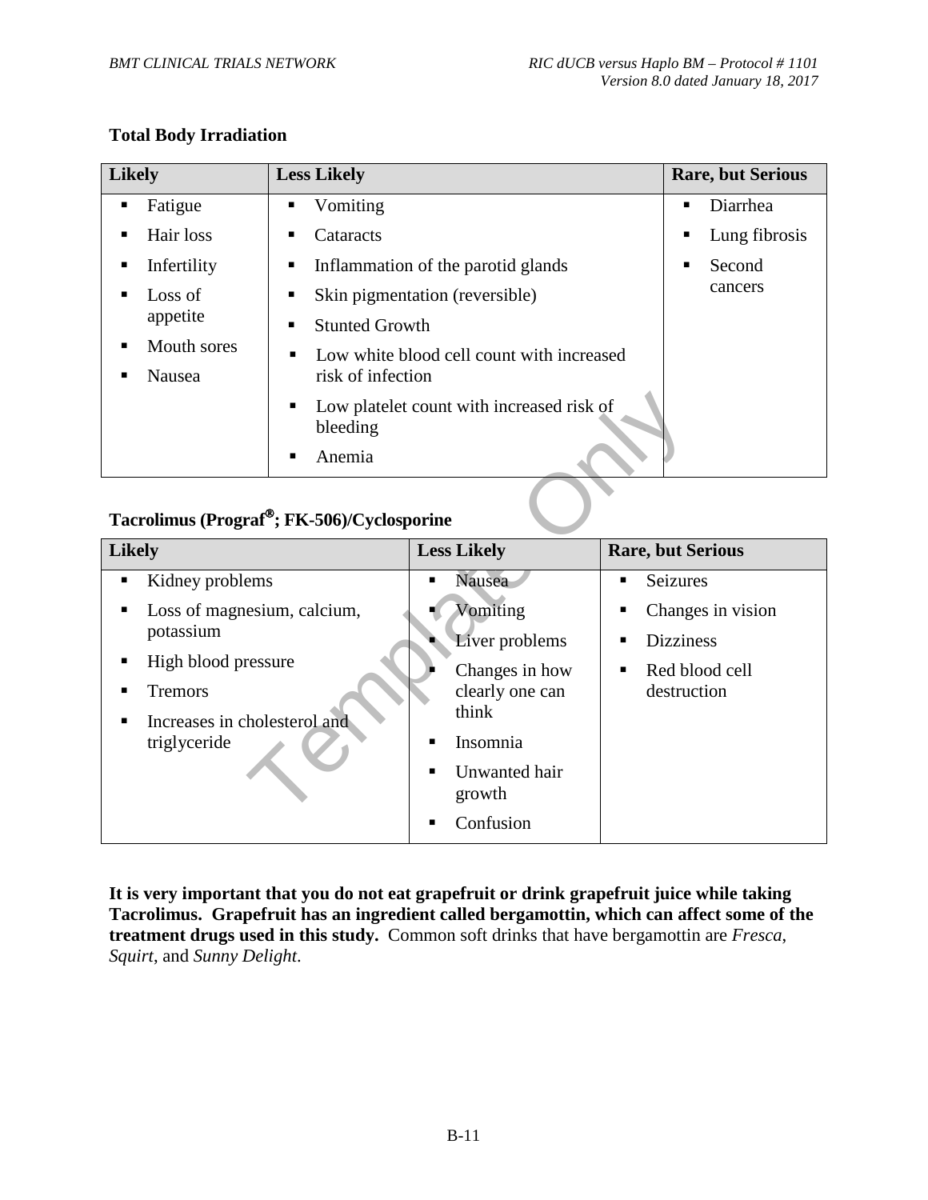**Total Body Irradiation**

| Likely | Less Likely | Rare, but Serious |
| --- | --- | --- |
| ▪ Fatigue<br>▪ Hair loss<br>▪ Infertility<br>▪ Loss of appetite<br>▪ Mouth sores<br>▪ Nausea | ▪ Vomiting<br>▪ Cataracts<br>▪ Inflammation of the parotid glands<br>▪ Skin pigmentation (reversible)<br>▪ Stunted Growth<br>▪ Low white blood cell count with increased risk of infection<br>▪ Low platelet count with increased risk of bleeding<br>▪ Anemia | ▪ Diarrhea<br>▪ Lung fibrosis<br>▪ Second cancers |

**Tacrolimus (Prograf®; FK-506)/Cyclosporine**

| Likely | Less Likely | Rare, but Serious |
| --- | --- | --- |
| ▪ Kidney problems<br>▪ Loss of magnesium, calcium, potassium<br>▪ High blood pressure<br>▪ Tremors<br>▪ Increases in cholesterol and triglyceride | ▪ Nausea<br>▪ Vomiting<br>▪ Liver problems<br>▪ Changes in how clearly one can think<br>▪ Insomnia<br>▪ Unwanted hair growth<br>▪ Confusion | ▪ Seizures<br>▪ Changes in vision<br>▪ Dizziness<br>▪ Red blood cell destruction |

**It is very important that you do not eat grapefruit or drink grapefruit juice while taking Tacrolimus. Grapefruit has an ingredient called bergamottin, which can affect some of the treatment drugs used in this study.** Common soft drinks that have bergamottin are *Fresca*, *Squirt*, and *Sunny Delight*.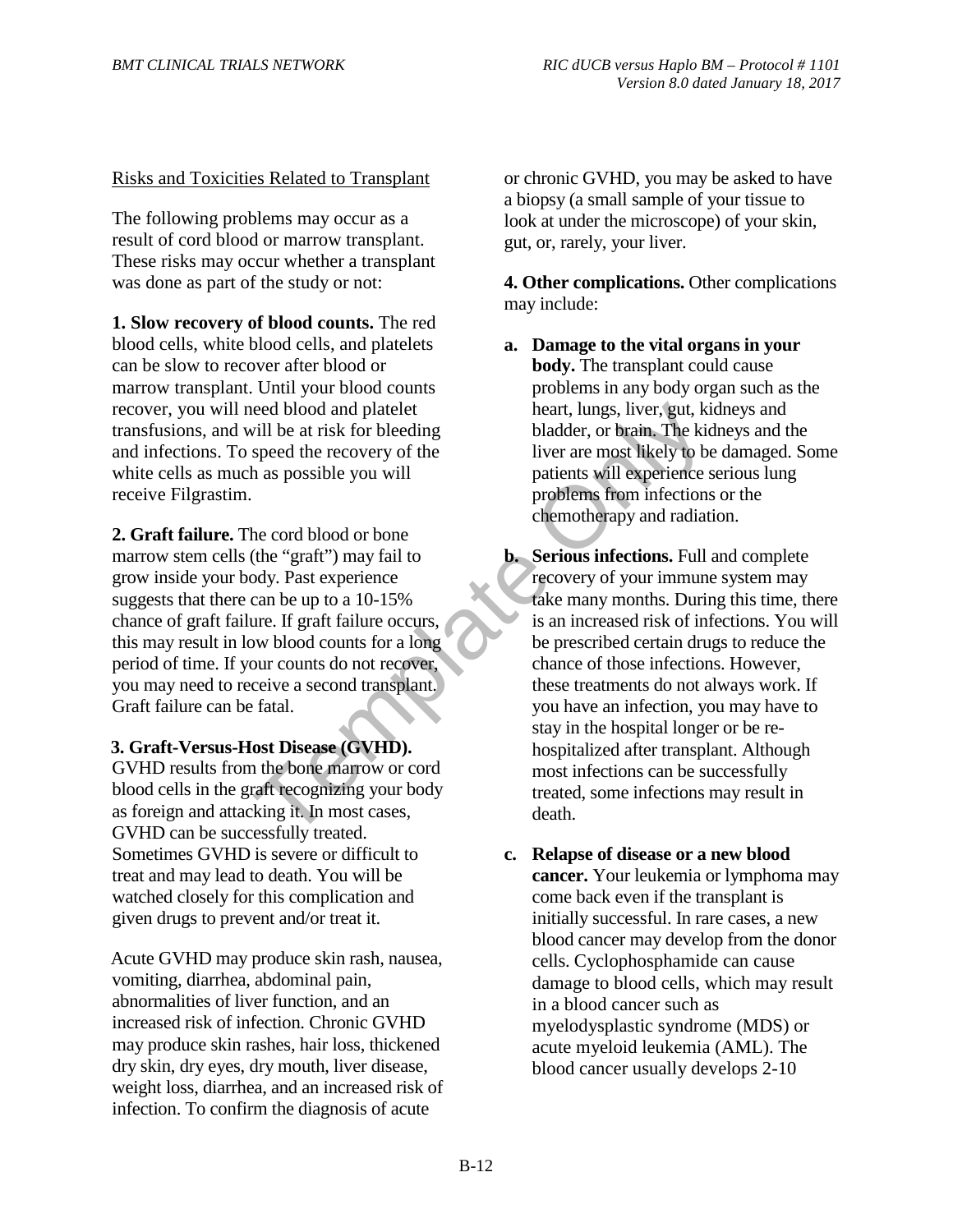Risks and Toxicities Related to Transplant

The following problems may occur as a result of cord blood or marrow transplant. These risks may occur whether a transplant was done as part of the study or not:

**1. Slow recovery of blood counts.** The red blood cells, white blood cells, and platelets can be slow to recover after blood or marrow transplant. Until your blood counts recover, you will need blood and platelet transfusions, and will be at risk for bleeding and infections. To speed the recovery of the white cells as much as possible you will receive Filgrastim.

**2. Graft failure.** The cord blood or bone marrow stem cells (the "graft") may fail to grow inside your body. Past experience suggests that there can be up to a 10-15% chance of graft failure. If graft failure occurs, this may result in low blood counts for a long period of time. If your counts do not recover, you may need to receive a second transplant. Graft failure can be fatal.

**3. Graft-Versus-Host Disease (GVHD).** GVHD results from the bone marrow or cord blood cells in the graft recognizing your body as foreign and attacking it. In most cases, GVHD can be successfully treated. Sometimes GVHD is severe or difficult to treat and may lead to death. You will be watched closely for this complication and given drugs to prevent and/or treat it.

Acute GVHD may produce skin rash, nausea, vomiting, diarrhea, abdominal pain, abnormalities of liver function, and an increased risk of infection. Chronic GVHD may produce skin rashes, hair loss, thickened dry skin, dry eyes, dry mouth, liver disease, weight loss, diarrhea, and an increased risk of infection. To confirm the diagnosis of acute or chronic GVHD, you may be asked to have a biopsy (a small sample of your tissue to look at under the microscope) of your skin, gut, or, rarely, your liver.

**4. Other complications.** Other complications may include:

a. **Damage to the vital organs in your body.** The transplant could cause problems in any body organ such as the heart, lungs, liver, gut, kidneys and bladder, or brain. The kidneys and the liver are most likely to be damaged. Some patients will experience serious lung problems from infections or the chemotherapy and radiation.

b. **Serious infections.** Full and complete recovery of your immune system may take many months. During this time, there is an increased risk of infections. You will be prescribed certain drugs to reduce the chance of those infections. However, these treatments do not always work. If you have an infection, you may have to stay in the hospital longer or be re-hospitalized after transplant. Although most infections can be successfully treated, some infections may result in death.

c. **Relapse of disease or a new blood cancer.** Your leukemia or lymphoma may come back even if the transplant is initially successful. In rare cases, a new blood cancer may develop from the donor cells. Cyclophosphamide can cause damage to blood cells, which may result in a blood cancer such as myelodysplastic syndrome (MDS) or acute myeloid leukemia (AML). The blood cancer usually develops 2-10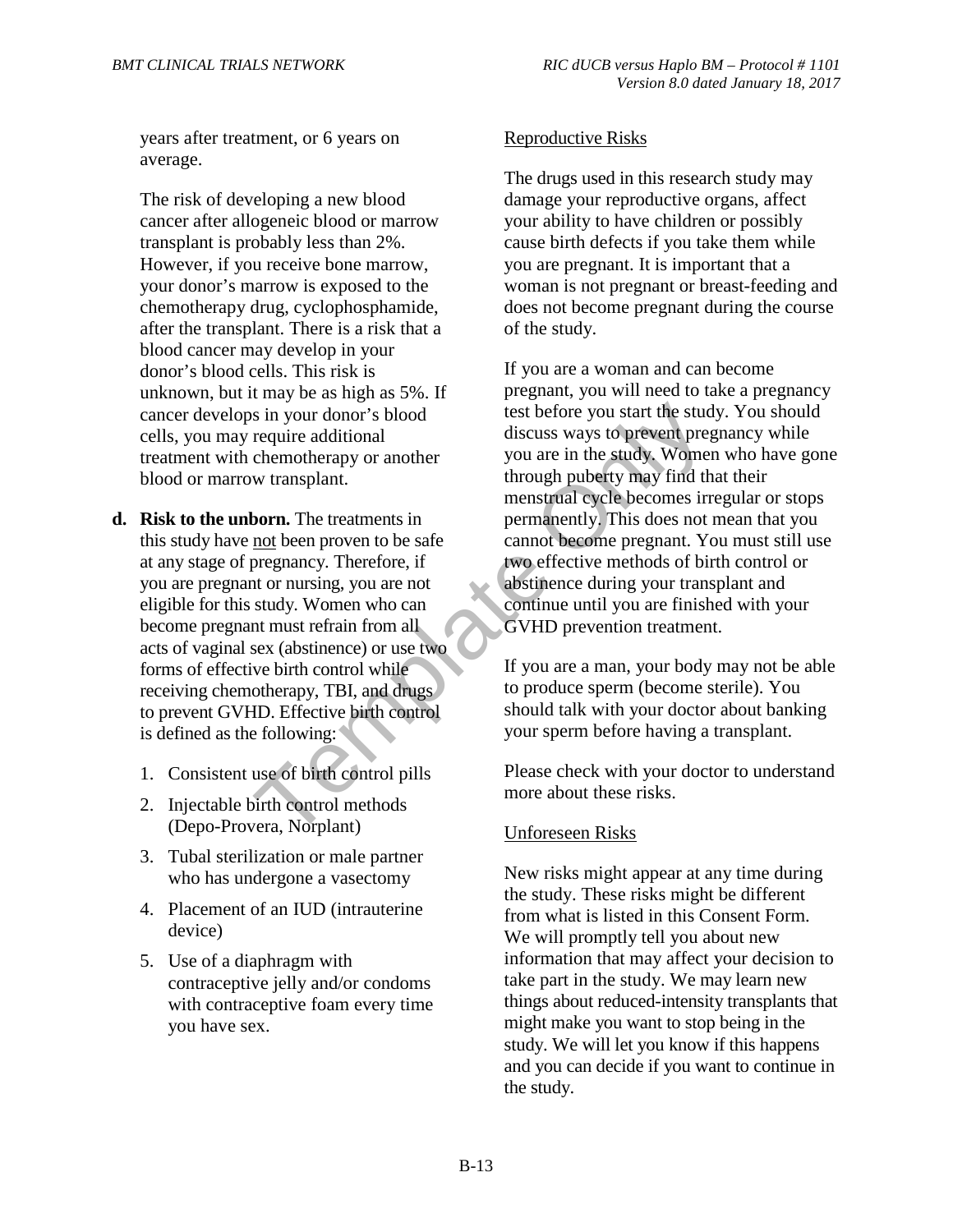years after treatment, or 6 years on average.

The risk of developing a new blood cancer after allogeneic blood or marrow transplant is probably less than 2%. However, if you receive bone marrow, your donor's marrow is exposed to the chemotherapy drug, cyclophosphamide, after the transplant. There is a risk that a blood cancer may develop in your donor's blood cells. This risk is unknown, but it may be as high as 5%. If cancer develops in your donor's blood cells, you may require additional treatment with chemotherapy or another blood or marrow transplant.

**d. Risk to the unborn.** The treatments in this study have not been proven to be safe at any stage of pregnancy. Therefore, if you are pregnant or nursing, you are not eligible for this study. Women who can become pregnant must refrain from all acts of vaginal sex (abstinence) or use two forms of effective birth control while receiving chemotherapy, TBI, and drugs to prevent GVHD. Effective birth control is defined as the following:

1. Consistent use of birth control pills
2. Injectable birth control methods (Depo-Provera, Norplant)
3. Tubal sterilization or male partner who has undergone a vasectomy
4. Placement of an IUD (intrauterine device)
5. Use of a diaphragm with contraceptive jelly and/or condoms with contraceptive foam every time you have sex.

Reproductive Risks

The drugs used in this research study may damage your reproductive organs, affect your ability to have children or possibly cause birth defects if you take them while you are pregnant. It is important that a woman is not pregnant or breast-feeding and does not become pregnant during the course of the study.

If you are a woman and can become pregnant, you will need to take a pregnancy test before you start the study. You should discuss ways to prevent pregnancy while you are in the study. Women who have gone through puberty may find that their menstrual cycle becomes irregular or stops permanently. This does not mean that you cannot become pregnant. You must still use two effective methods of birth control or abstinence during your transplant and continue until you are finished with your GVHD prevention treatment.

If you are a man, your body may not be able to produce sperm (become sterile). You should talk with your doctor about banking your sperm before having a transplant.

Please check with your doctor to understand more about these risks.

Unforeseen Risks

New risks might appear at any time during the study. These risks might be different from what is listed in this Consent Form. We will promptly tell you about new information that may affect your decision to take part in the study. We may learn new things about reduced-intensity transplants that might make you want to stop being in the study. We will let you know if this happens and you can decide if you want to continue in the study.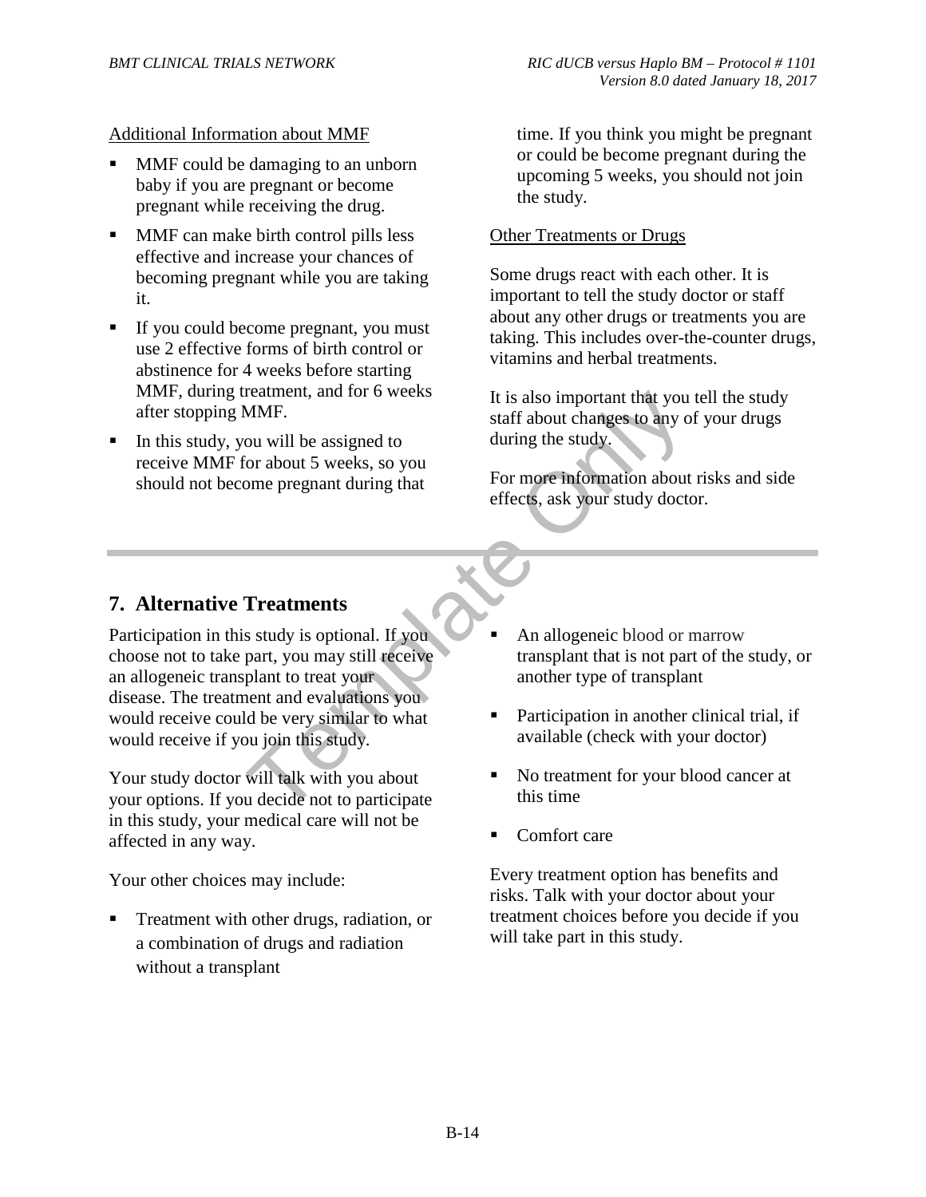Additional Information about MMF

- MMF could be damaging to an unborn baby if you are pregnant or become pregnant while receiving the drug.
- MMF can make birth control pills less effective and increase your chances of becoming pregnant while you are taking it.
- If you could become pregnant, you must use 2 effective forms of birth control or abstinence for 4 weeks before starting MMF, during treatment, and for 6 weeks after stopping MMF.
- In this study, you will be assigned to receive MMF for about 5 weeks, so you should not become pregnant during that time. If you think you might be pregnant or could be become pregnant during the upcoming 5 weeks, you should not join the study.

Other Treatments or Drugs

Some drugs react with each other. It is important to tell the study doctor or staff about any other drugs or treatments you are taking. This includes over-the-counter drugs, vitamins and herbal treatments.

It is also important that you tell the study staff about changes to any of your drugs during the study.

For more information about risks and side effects, ask your study doctor.

## 7. Alternative Treatments

Participation in this study is optional. If you choose not to take part, you may still receive an allogeneic transplant to treat your disease. The treatment and evaluations you would receive could be very similar to what would receive if you join this study.

Your study doctor will talk with you about your options. If you decide not to participate in this study, your medical care will not be affected in any way.

Your other choices may include:

- Treatment with other drugs, radiation, or a combination of drugs and radiation without a transplant
- An allogeneic blood or marrow transplant that is not part of the study, or another type of transplant
- Participation in another clinical trial, if available (check with your doctor)
- No treatment for your blood cancer at this time
- Comfort care

Every treatment option has benefits and risks. Talk with your doctor about your treatment choices before you decide if you will take part in this study.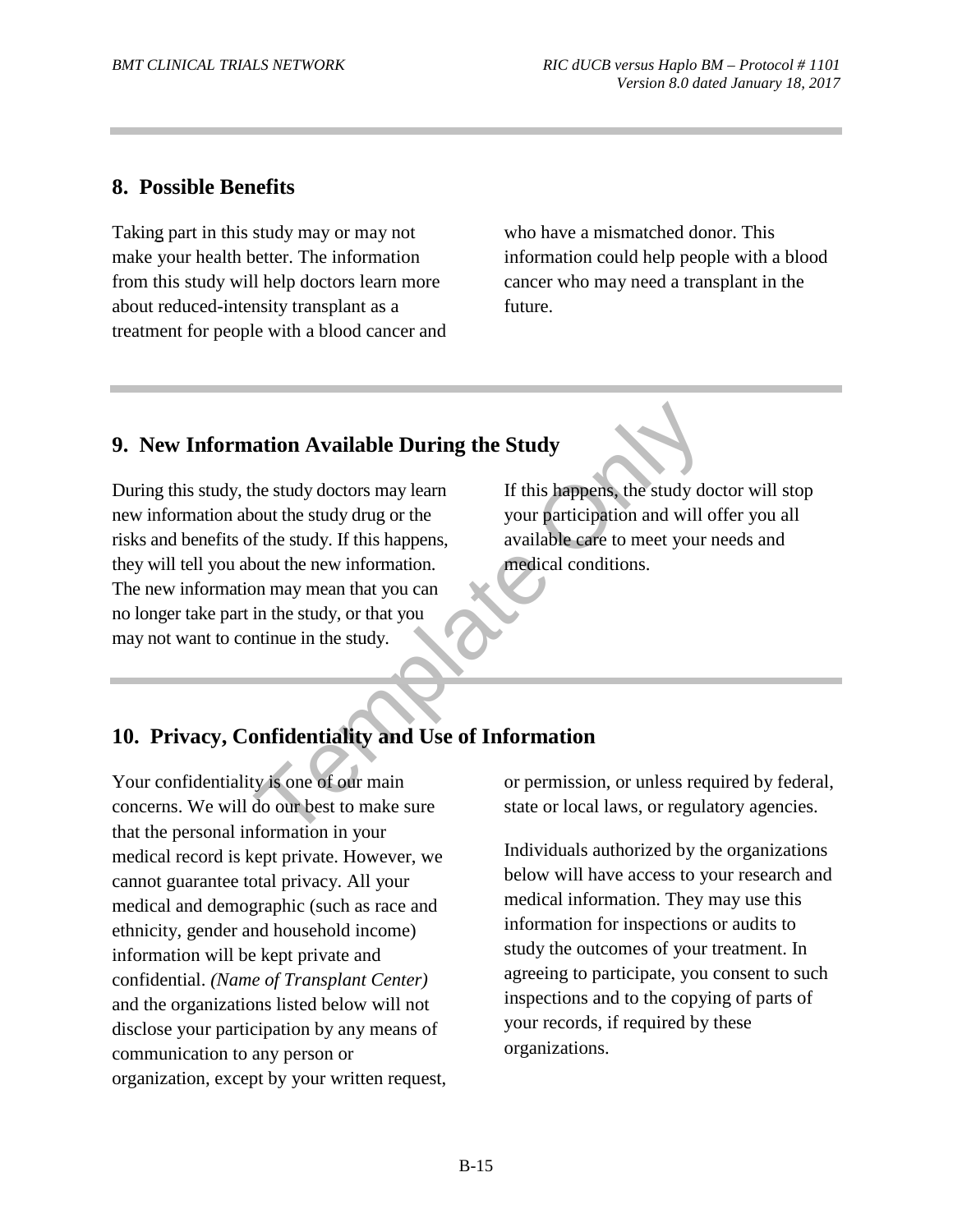## 8. Possible Benefits

Taking part in this study may or may not make your health better. The information from this study will help doctors learn more about reduced-intensity transplant as a treatment for people with a blood cancer and who have a mismatched donor. This information could help people with a blood cancer who may need a transplant in the future.

## 9. New Information Available During the Study

During this study, the study doctors may learn new information about the study drug or the risks and benefits of the study. If this happens, they will tell you about the new information. The new information may mean that you can no longer take part in the study, or that you may not want to continue in the study. If this happens, the study doctor will stop your participation and will offer you all available care to meet your needs and medical conditions.

## 10. Privacy, Confidentiality and Use of Information

Your confidentiality is one of our main concerns. We will do our best to make sure that the personal information in your medical record is kept private. However, we cannot guarantee total privacy. All your medical and demographic (such as race and ethnicity, gender and household income) information will be kept private and confidential. *(Name of Transplant Center)* and the organizations listed below will not disclose your participation by any means of communication to any person or organization, except by your written request, or permission, or unless required by federal, state or local laws, or regulatory agencies.

Individuals authorized by the organizations below will have access to your research and medical information. They may use this information for inspections or audits to study the outcomes of your treatment. In agreeing to participate, you consent to such inspections and to the copying of parts of your records, if required by these organizations.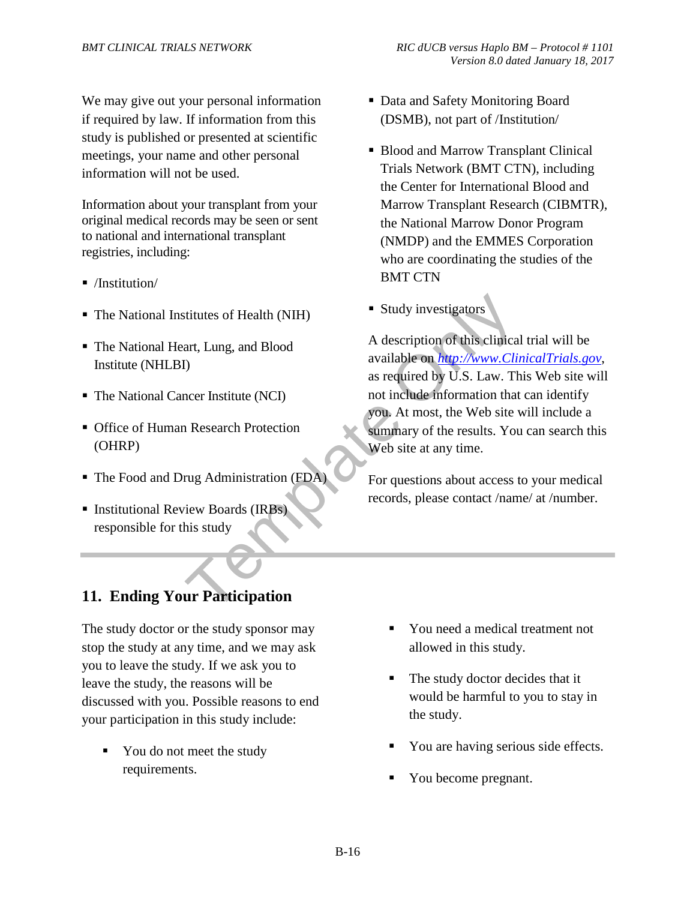We may give out your personal information if required by law. If information from this study is published or presented at scientific meetings, your name and other personal information will not be used.

Information about your transplant from your original medical records may be seen or sent to national and international transplant registries, including:

- /Institution/
- The National Institutes of Health (NIH)
- The National Heart, Lung, and Blood Institute (NHLBI)
- The National Cancer Institute (NCI)
- Office of Human Research Protection (OHRP)
- The Food and Drug Administration (FDA)
- Institutional Review Boards (IRBs) responsible for this study
- Data and Safety Monitoring Board (DSMB), not part of /Institution/
- Blood and Marrow Transplant Clinical Trials Network (BMT CTN), including the Center for International Blood and Marrow Transplant Research (CIBMTR), the National Marrow Donor Program (NMDP) and the EMMES Corporation who are coordinating the studies of the BMT CTN
- Study investigators

A description of this clinical trial will be available on *http://www.ClinicalTrials.gov*, as required by U.S. Law. This Web site will not include information that can identify you. At most, the Web site will include a summary of the results. You can search this Web site at any time.

For questions about access to your medical records, please contact /name/ at /number.

## 11. Ending Your Participation

The study doctor or the study sponsor may stop the study at any time, and we may ask you to leave the study. If we ask you to leave the study, the reasons will be discussed with you. Possible reasons to end your participation in this study include:

- You do not meet the study requirements.
- You need a medical treatment not allowed in this study.
- The study doctor decides that it would be harmful to you to stay in the study.
- You are having serious side effects.
- You become pregnant.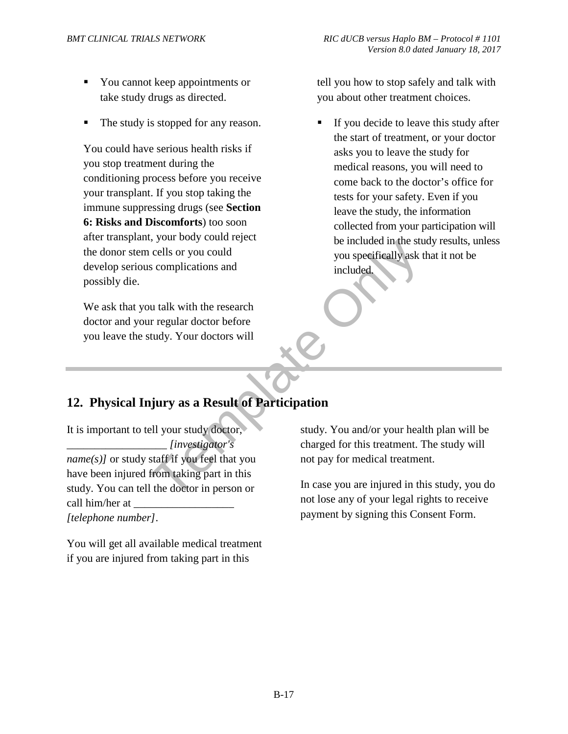- You cannot keep appointments or take study drugs as directed.
- The study is stopped for any reason.

You could have serious health risks if you stop treatment during the conditioning process before you receive your transplant. If you stop taking the immune suppressing drugs (see **Section 6: Risks and Discomforts**) too soon after transplant, your body could reject the donor stem cells or you could develop serious complications and possibly die.

We ask that you talk with the research doctor and your regular doctor before you leave the study. Your doctors will tell you how to stop safely and talk with you about other treatment choices.

- If you decide to leave this study after the start of treatment, or your doctor asks you to leave the study for medical reasons, you will need to come back to the doctor's office for tests for your safety. Even if you leave the study, the information collected from your participation will be included in the study results, unless you specifically ask that it not be included.

## 12. Physical Injury as a Result of Participation

It is important to tell your study doctor, _________________ *[investigator's name(s)]* or study staff if you feel that you have been injured from taking part in this study. You can tell the doctor in person or call him/her at _________________ *[telephone number]*.

You will get all available medical treatment if you are injured from taking part in this study. You and/or your health plan will be charged for this treatment. The study will not pay for medical treatment.

In case you are injured in this study, you do not lose any of your legal rights to receive payment by signing this Consent Form.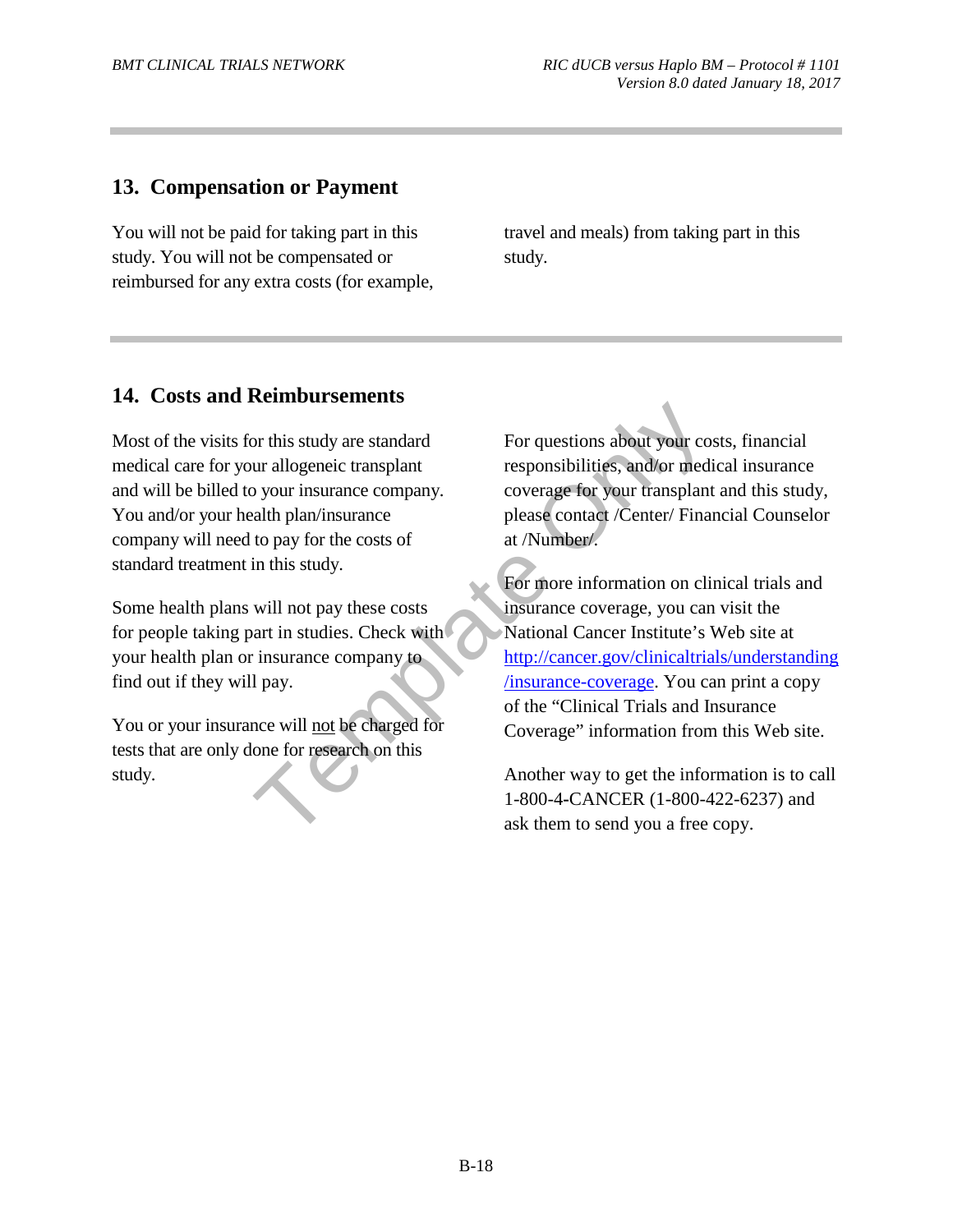## 13. Compensation or Payment

You will not be paid for taking part in this study. You will not be compensated or reimbursed for any extra costs (for example, travel and meals) from taking part in this study.

## 14. Costs and Reimbursements

Most of the visits for this study are standard medical care for your allogeneic transplant and will be billed to your insurance company. You and/or your health plan/insurance company will need to pay for the costs of standard treatment in this study.

Some health plans will not pay these costs for people taking part in studies. Check with your health plan or insurance company to find out if they will pay.

You or your insurance will not be charged for tests that are only done for research on this study.

For questions about your costs, financial responsibilities, and/or medical insurance coverage for your transplant and this study, please contact /Center/ Financial Counselor at /Number/.

For more information on clinical trials and insurance coverage, you can visit the National Cancer Institute's Web site at http://cancer.gov/clinicaltrials/understanding/insurance-coverage. You can print a copy of the "Clinical Trials and Insurance Coverage" information from this Web site.

Another way to get the information is to call 1-800-4-CANCER (1-800-422-6237) and ask them to send you a free copy.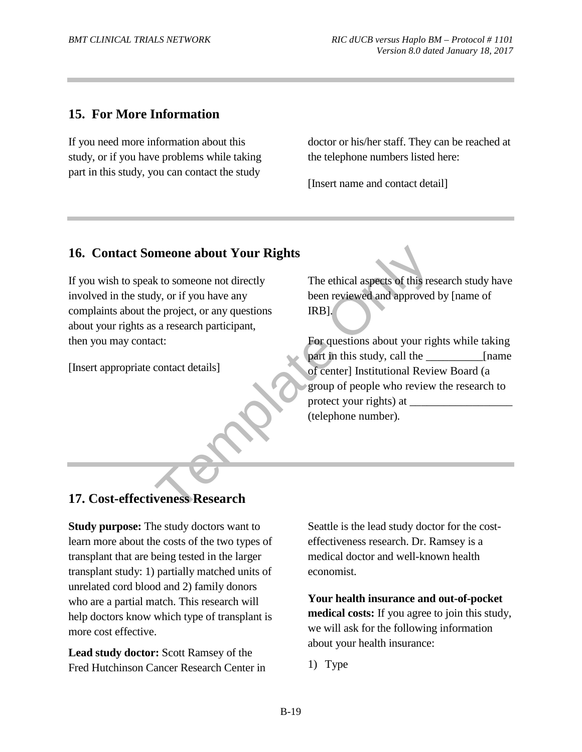## 15. For More Information

If you need more information about this study, or if you have problems while taking part in this study, you can contact the study doctor or his/her staff. They can be reached at the telephone numbers listed here:

[Insert name and contact detail]

## 16. Contact Someone about Your Rights

If you wish to speak to someone not directly involved in the study, or if you have any complaints about the project, or any questions about your rights as a research participant, then you may contact:

[Insert appropriate contact details]

The ethical aspects of this research study have been reviewed and approved by [name of IRB].

For questions about your rights while taking part in this study, call the __________[name of center] Institutional Review Board (a group of people who review the research to protect your rights) at __________________ (telephone number).

## 17. Cost-effectiveness Research

**Study purpose:** The study doctors want to learn more about the costs of the two types of transplant that are being tested in the larger transplant study: 1) partially matched units of unrelated cord blood and 2) family donors who are a partial match. This research will help doctors know which type of transplant is more cost effective.

**Lead study doctor:** Scott Ramsey of the Fred Hutchinson Cancer Research Center in Seattle is the lead study doctor for the cost-effectiveness research. Dr. Ramsey is a medical doctor and well-known health economist.

**Your health insurance and out-of-pocket medical costs:** If you agree to join this study, we will ask for the following information about your health insurance:

1) Type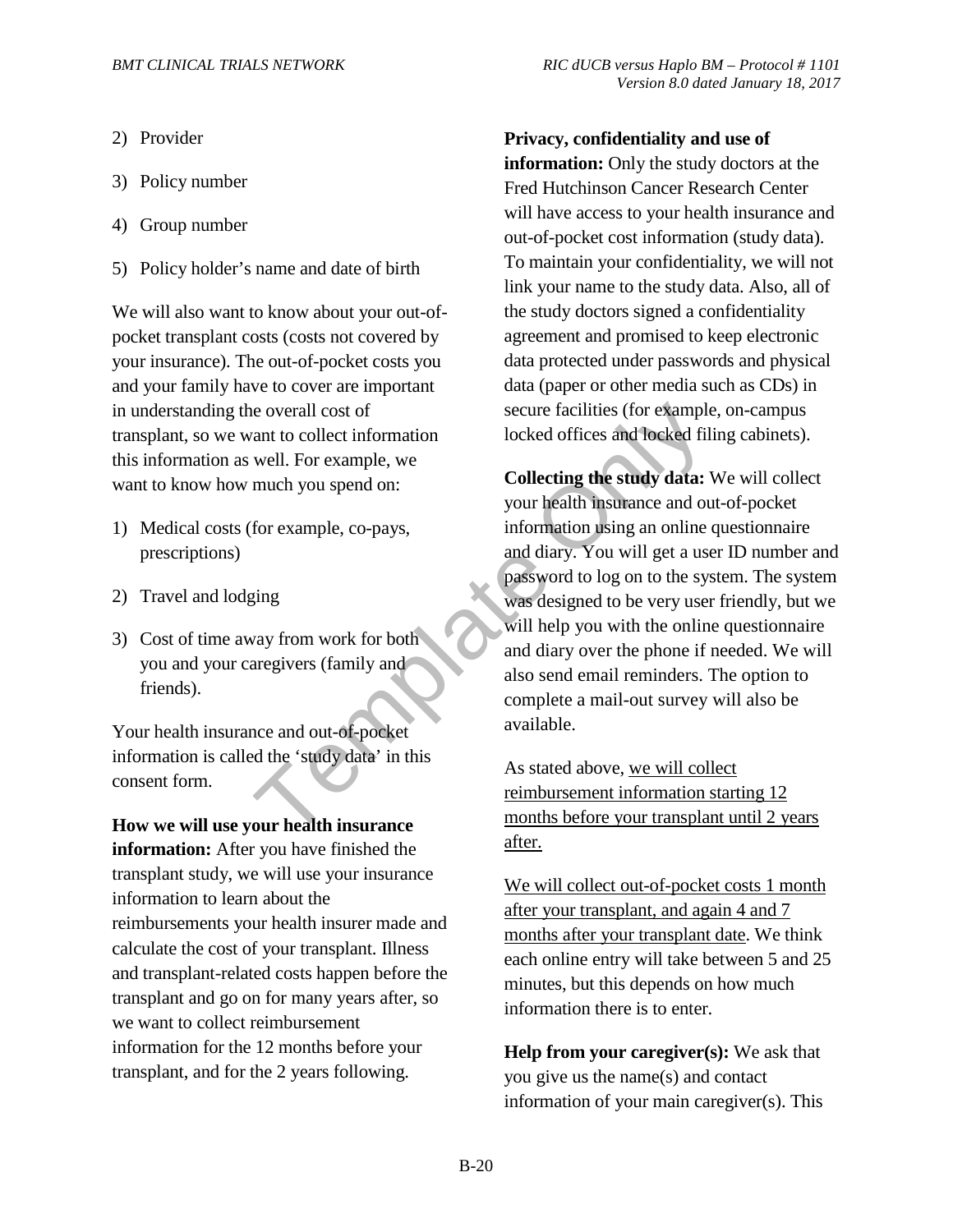2) Provider
3) Policy number
4) Group number
5) Policy holder's name and date of birth

We will also want to know about your out-of-pocket transplant costs (costs not covered by your insurance). The out-of-pocket costs you and your family have to cover are important in understanding the overall cost of transplant, so we want to collect information this information as well. For example, we want to know how much you spend on:

1) Medical costs (for example, co-pays, prescriptions)
2) Travel and lodging
3) Cost of time away from work for both you and your caregivers (family and friends).

Your health insurance and out-of-pocket information is called the 'study data' in this consent form.

**How we will use your health insurance information:** After you have finished the transplant study, we will use your insurance information to learn about the reimbursements your health insurer made and calculate the cost of your transplant. Illness and transplant-related costs happen before the transplant and go on for many years after, so we want to collect reimbursement information for the 12 months before your transplant, and for the 2 years following.

**Privacy, confidentiality and use of information:** Only the study doctors at the Fred Hutchinson Cancer Research Center will have access to your health insurance and out-of-pocket cost information (study data). To maintain your confidentiality, we will not link your name to the study data. Also, all of the study doctors signed a confidentiality agreement and promised to keep electronic data protected under passwords and physical data (paper or other media such as CDs) in secure facilities (for example, on-campus locked offices and locked filing cabinets).

**Collecting the study data:** We will collect your health insurance and out-of-pocket information using an online questionnaire and diary. You will get a user ID number and password to log on to the system. The system was designed to be very user friendly, but we will help you with the online questionnaire and diary over the phone if needed. We will also send email reminders. The option to complete a mail-out survey will also be available.

As stated above, <u>we will collect reimbursement information starting 12 months before your transplant until 2 years after.</u>

<u>We will collect out-of-pocket costs 1 month after your transplant, and again 4 and 7 months after your transplant date</u>. We think each online entry will take between 5 and 25 minutes, but this depends on how much information there is to enter.

**Help from your caregiver(s):** We ask that you give us the name(s) and contact information of your main caregiver(s). This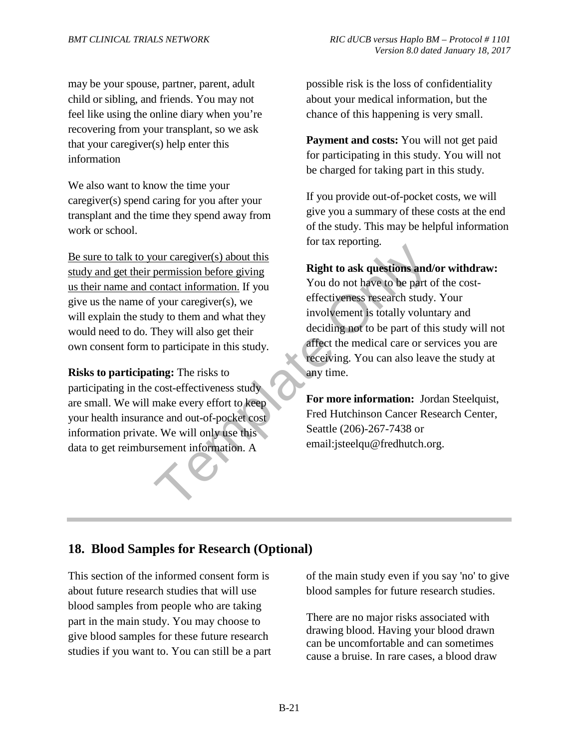may be your spouse, partner, parent, adult child or sibling, and friends. You may not feel like using the online diary when you're recovering from your transplant, so we ask that your caregiver(s) help enter this information

We also want to know the time your caregiver(s) spend caring for you after your transplant and the time they spend away from work or school.

Be sure to talk to your caregiver(s) about this study and get their permission before giving us their name and contact information. If you give us the name of your caregiver(s), we will explain the study to them and what they would need to do. They will also get their own consent form to participate in this study.

**Risks to participating:** The risks to participating in the cost-effectiveness study are small. We will make every effort to keep your health insurance and out-of-pocket cost information private. We will only use this data to get reimbursement information. A possible risk is the loss of confidentiality about your medical information, but the chance of this happening is very small.

**Payment and costs:** You will not get paid for participating in this study. You will not be charged for taking part in this study.

If you provide out-of-pocket costs, we will give you a summary of these costs at the end of the study. This may be helpful information for tax reporting.

**Right to ask questions and/or withdraw:** You do not have to be part of the cost-effectiveness research study. Your involvement is totally voluntary and deciding not to be part of this study will not affect the medical care or services you are receiving. You can also leave the study at any time.

**For more information:** Jordan Steelquist, Fred Hutchinson Cancer Research Center, Seattle (206)-267-7438 or email:jsteelqu@fredhutch.org.

## 18. Blood Samples for Research (Optional)

This section of the informed consent form is about future research studies that will use blood samples from people who are taking part in the main study. You may choose to give blood samples for these future research studies if you want to. You can still be a part of the main study even if you say 'no' to give blood samples for future research studies.

There are no major risks associated with drawing blood. Having your blood drawn can be uncomfortable and can sometimes cause a bruise. In rare cases, a blood draw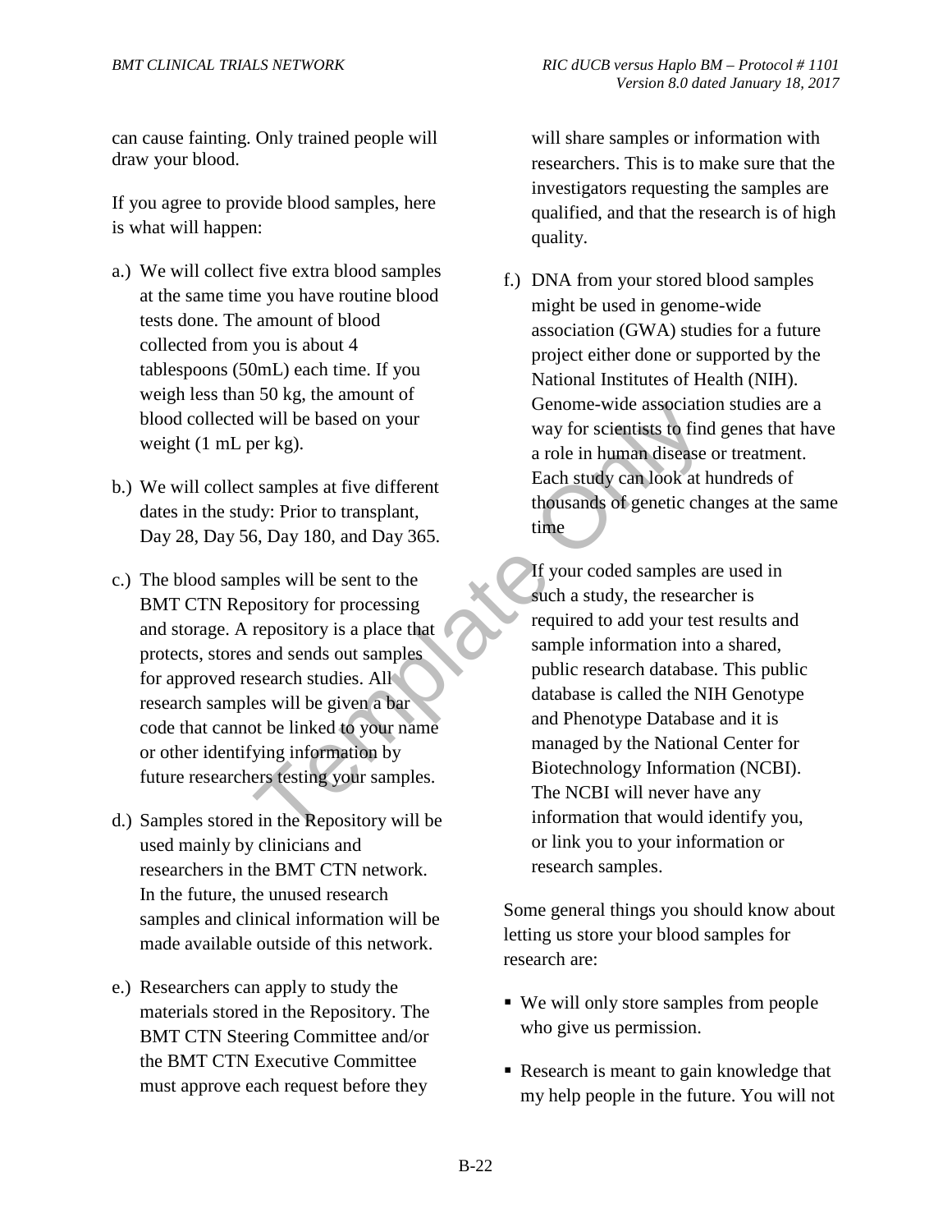can cause fainting. Only trained people will draw your blood.

If you agree to provide blood samples, here is what will happen:

a.) We will collect five extra blood samples at the same time you have routine blood tests done. The amount of blood collected from you is about 4 tablespoons (50mL) each time. If you weigh less than 50 kg, the amount of blood collected will be based on your weight (1 mL per kg).

b.) We will collect samples at five different dates in the study: Prior to transplant, Day 28, Day 56, Day 180, and Day 365.

c.) The blood samples will be sent to the BMT CTN Repository for processing and storage. A repository is a place that protects, stores and sends out samples for approved research studies. All research samples will be given a bar code that cannot be linked to your name or other identifying information by future researchers testing your samples.

d.) Samples stored in the Repository will be used mainly by clinicians and researchers in the BMT CTN network. In the future, the unused research samples and clinical information will be made available outside of this network.

e.) Researchers can apply to study the materials stored in the Repository. The BMT CTN Steering Committee and/or the BMT CTN Executive Committee must approve each request before they will share samples or information with researchers. This is to make sure that the investigators requesting the samples are qualified, and that the research is of high quality.

f.) DNA from your stored blood samples might be used in genome-wide association (GWA) studies for a future project either done or supported by the National Institutes of Health (NIH). Genome-wide association studies are a way for scientists to find genes that have a role in human disease or treatment. Each study can look at hundreds of thousands of genetic changes at the same time

If your coded samples are used in such a study, the researcher is required to add your test results and sample information into a shared, public research database. This public database is called the NIH Genotype and Phenotype Database and it is managed by the National Center for Biotechnology Information (NCBI). The NCBI will never have any information that would identify you, or link you to your information or research samples.

Some general things you should know about letting us store your blood samples for research are:

- We will only store samples from people who give us permission.
- Research is meant to gain knowledge that my help people in the future. You will not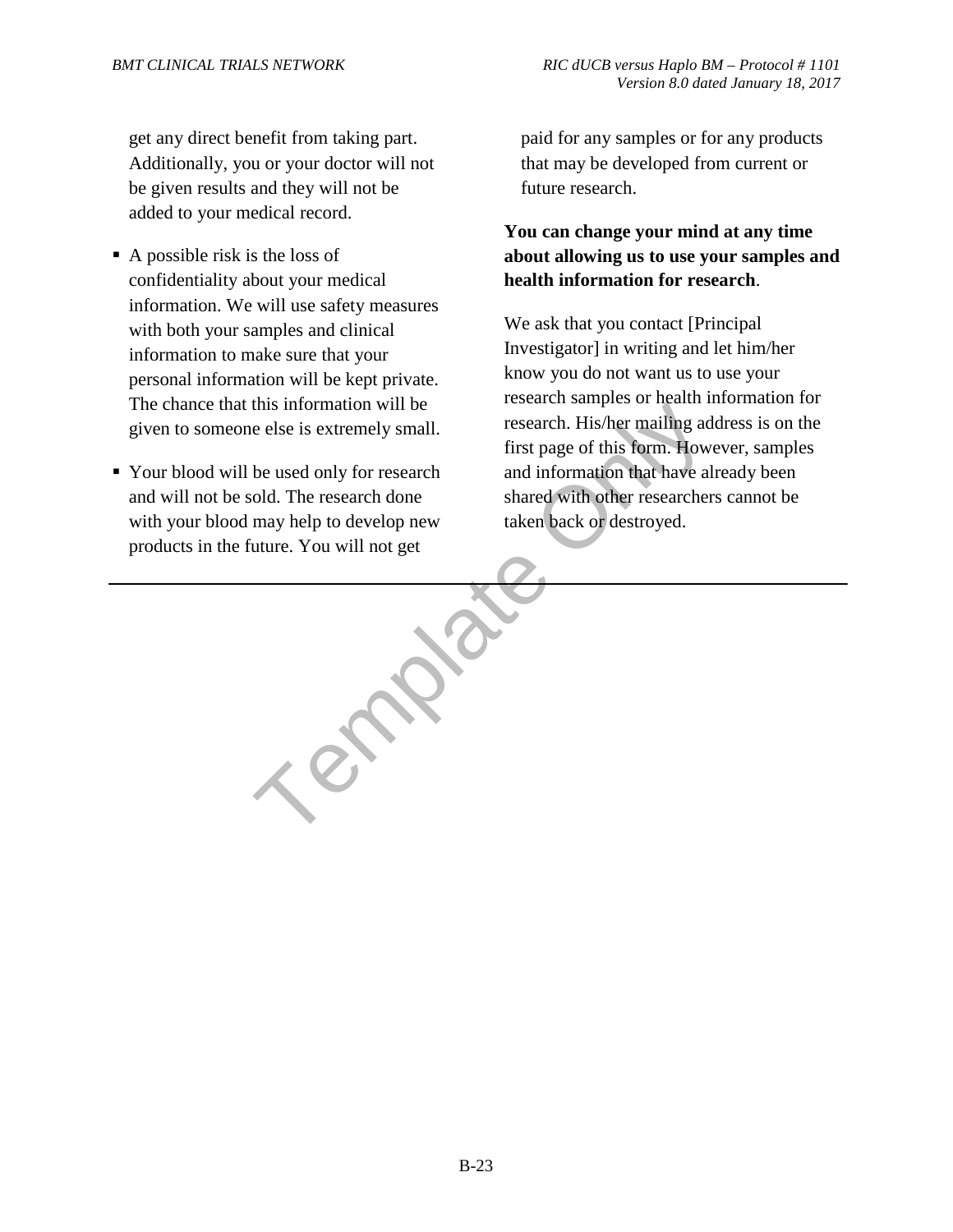get any direct benefit from taking part. Additionally, you or your doctor will not be given results and they will not be added to your medical record.

- A possible risk is the loss of confidentiality about your medical information. We will use safety measures with both your samples and clinical information to make sure that your personal information will be kept private. The chance that this information will be given to someone else is extremely small.
- Your blood will be used only for research and will not be sold. The research done with your blood may help to develop new products in the future. You will not get paid for any samples or for any products that may be developed from current or future research.

**You can change your mind at any time about allowing us to use your samples and health information for research**.

We ask that you contact [Principal Investigator] in writing and let him/her know you do not want us to use your research samples or health information for research. His/her mailing address is on the first page of this form. However, samples and information that have already been shared with other researchers cannot be taken back or destroyed.

---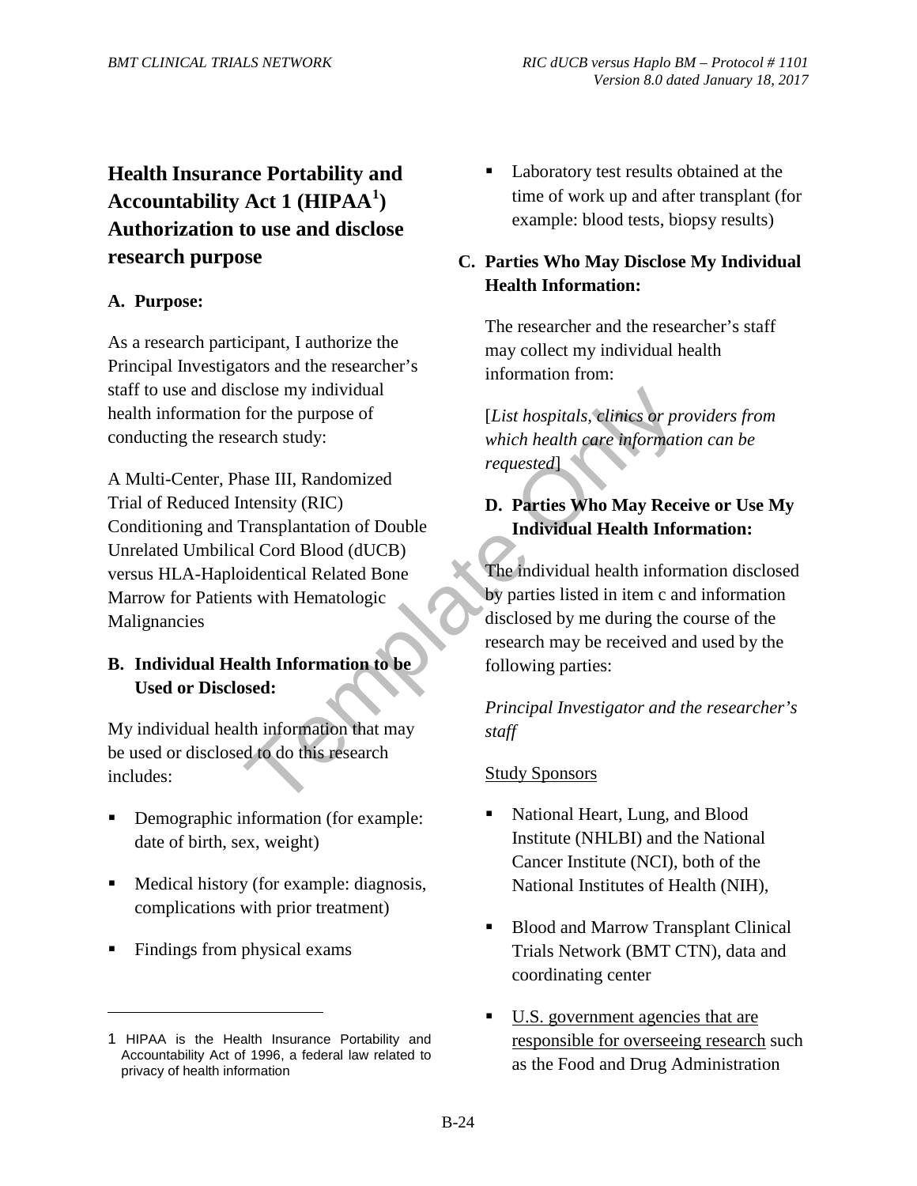## Health Insurance Portability and Accountability Act 1 (HIPAA[1]) Authorization to use and disclose research purpose

### A. Purpose:

As a research participant, I authorize the Principal Investigators and the researcher's staff to use and disclose my individual health information for the purpose of conducting the research study:

A Multi-Center, Phase III, Randomized Trial of Reduced Intensity (RIC) Conditioning and Transplantation of Double Unrelated Umbilical Cord Blood (dUCB) versus HLA-Haploidentical Related Bone Marrow for Patients with Hematologic Malignancies

### B. Individual Health Information to be Used or Disclosed:

My individual health information that may be used or disclosed to do this research includes:

- Demographic information (for example: date of birth, sex, weight)
- Medical history (for example: diagnosis, complications with prior treatment)
- Findings from physical exams
- Laboratory test results obtained at the time of work up and after transplant (for example: blood tests, biopsy results)

### C. Parties Who May Disclose My Individual Health Information:

The researcher and the researcher's staff may collect my individual health information from:

[*List hospitals, clinics or providers from which health care information can be requested*]

### D. Parties Who May Receive or Use My Individual Health Information:

The individual health information disclosed by parties listed in item c and information disclosed by me during the course of the research may be received and used by the following parties:

*Principal Investigator and the researcher's staff*

Study Sponsors

- National Heart, Lung, and Blood Institute (NHLBI) and the National Cancer Institute (NCI), both of the National Institutes of Health (NIH),
- Blood and Marrow Transplant Clinical Trials Network (BMT CTN), data and coordinating center
- U.S. government agencies that are responsible for overseeing research such as the Food and Drug Administration

---

1 HIPAA is the Health Insurance Portability and Accountability Act of 1996, a federal law related to privacy of health information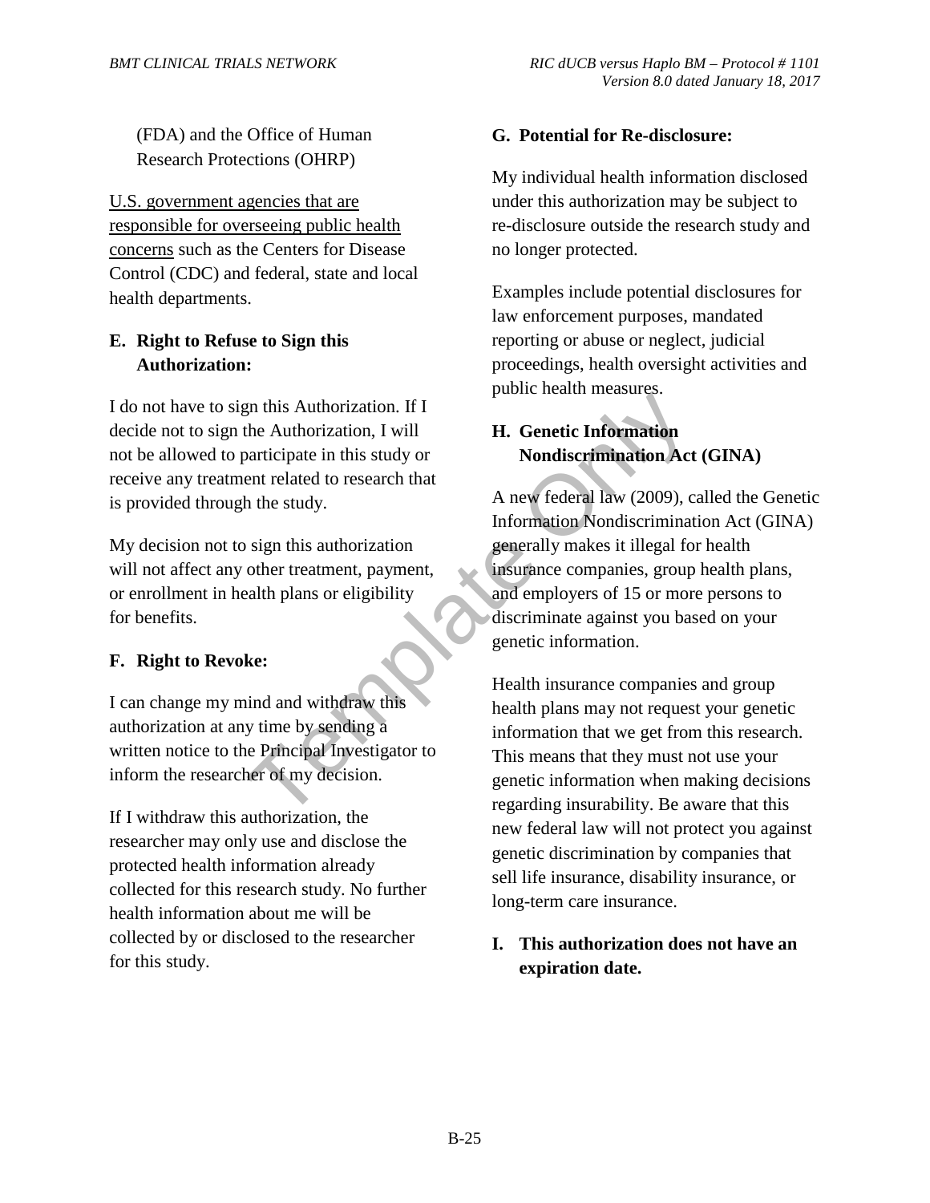(FDA) and the Office of Human Research Protections (OHRP)

U.S. government agencies that are responsible for overseeing public health concerns such as the Centers for Disease Control (CDC) and federal, state and local health departments.

**E. Right to Refuse to Sign this Authorization:**

I do not have to sign this Authorization. If I decide not to sign the Authorization, I will not be allowed to participate in this study or receive any treatment related to research that is provided through the study.

My decision not to sign this authorization will not affect any other treatment, payment, or enrollment in health plans or eligibility for benefits.

**F. Right to Revoke:**

I can change my mind and withdraw this authorization at any time by sending a written notice to the Principal Investigator to inform the researcher of my decision.

If I withdraw this authorization, the researcher may only use and disclose the protected health information already collected for this research study. No further health information about me will be collected by or disclosed to the researcher for this study.

**G. Potential for Re-disclosure:**

My individual health information disclosed under this authorization may be subject to re-disclosure outside the research study and no longer protected.

Examples include potential disclosures for law enforcement purposes, mandated reporting or abuse or neglect, judicial proceedings, health oversight activities and public health measures.

**H. Genetic Information Nondiscrimination Act (GINA)**

A new federal law (2009), called the Genetic Information Nondiscrimination Act (GINA) generally makes it illegal for health insurance companies, group health plans, and employers of 15 or more persons to discriminate against you based on your genetic information.

Health insurance companies and group health plans may not request your genetic information that we get from this research. This means that they must not use your genetic information when making decisions regarding insurability. Be aware that this new federal law will not protect you against genetic discrimination by companies that sell life insurance, disability insurance, or long-term care insurance.

**I. This authorization does not have an expiration date.**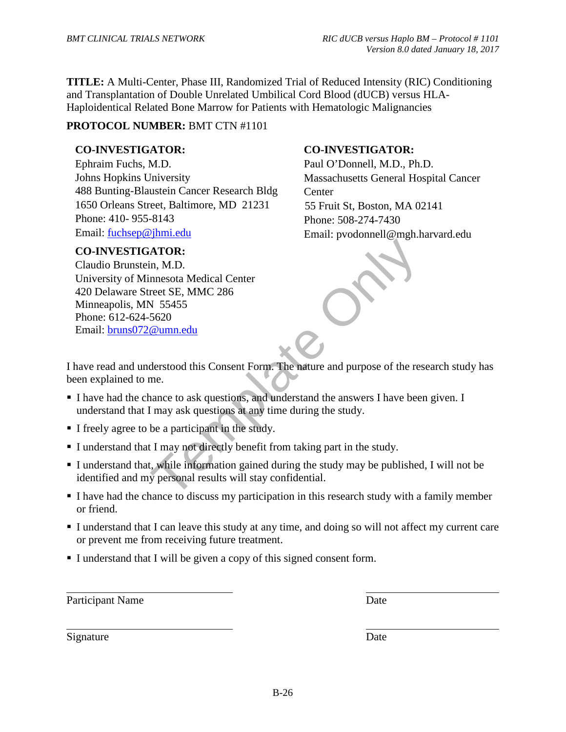**TITLE:** A Multi-Center, Phase III, Randomized Trial of Reduced Intensity (RIC) Conditioning and Transplantation of Double Unrelated Umbilical Cord Blood (dUCB) versus HLA-Haploidentical Related Bone Marrow for Patients with Hematologic Malignancies

**PROTOCOL NUMBER:** BMT CTN #1101

**CO-INVESTIGATOR:**
Ephraim Fuchs, M.D.
Johns Hopkins University
488 Bunting-Blaustein Cancer Research Bldg
1650 Orleans Street, Baltimore, MD 21231
Phone: 410- 955-8143
Email: fuchsep@jhmi.edu

**CO-INVESTIGATOR:**
Paul O'Donnell, M.D., Ph.D.
Massachusetts General Hospital Cancer Center
55 Fruit St, Boston, MA 02141
Phone: 508-274-7430
Email: pvodonnell@mgh.harvard.edu

**CO-INVESTIGATOR:**
Claudio Brunstein, M.D.
University of Minnesota Medical Center
420 Delaware Street SE, MMC 286
Minneapolis, MN 55455
Phone: 612-624-5620
Email: bruns072@umn.edu

I have read and understood this Consent Form. The nature and purpose of the research study has been explained to me.

- I have had the chance to ask questions, and understand the answers I have been given. I understand that I may ask questions at any time during the study.
- I freely agree to be a participant in the study.
- I understand that I may not directly benefit from taking part in the study.
- I understand that, while information gained during the study may be published, I will not be identified and my personal results will stay confidential.
- I have had the chance to discuss my participation in this research study with a family member or friend.
- I understand that I can leave this study at any time, and doing so will not affect my current care or prevent me from receiving future treatment.
- I understand that I will be given a copy of this signed consent form.

\_\_\_\_\_\_\_\_\_\_\_\_\_\_\_\_\_\_\_\_\_\_\_\_\_\_\_\_\_\_ &nbsp;&nbsp;&nbsp;&nbsp; \_\_\_\_\_\_\_\_\_\_\_\_\_\_\_\_\_\_\_\_\_\_
Participant Name &nbsp;&nbsp;&nbsp;&nbsp; Date

\_\_\_\_\_\_\_\_\_\_\_\_\_\_\_\_\_\_\_\_\_\_\_\_\_\_\_\_\_\_ &nbsp;&nbsp;&nbsp;&nbsp; \_\_\_\_\_\_\_\_\_\_\_\_\_\_\_\_\_\_\_\_\_\_
Signature &nbsp;&nbsp;&nbsp;&nbsp; Date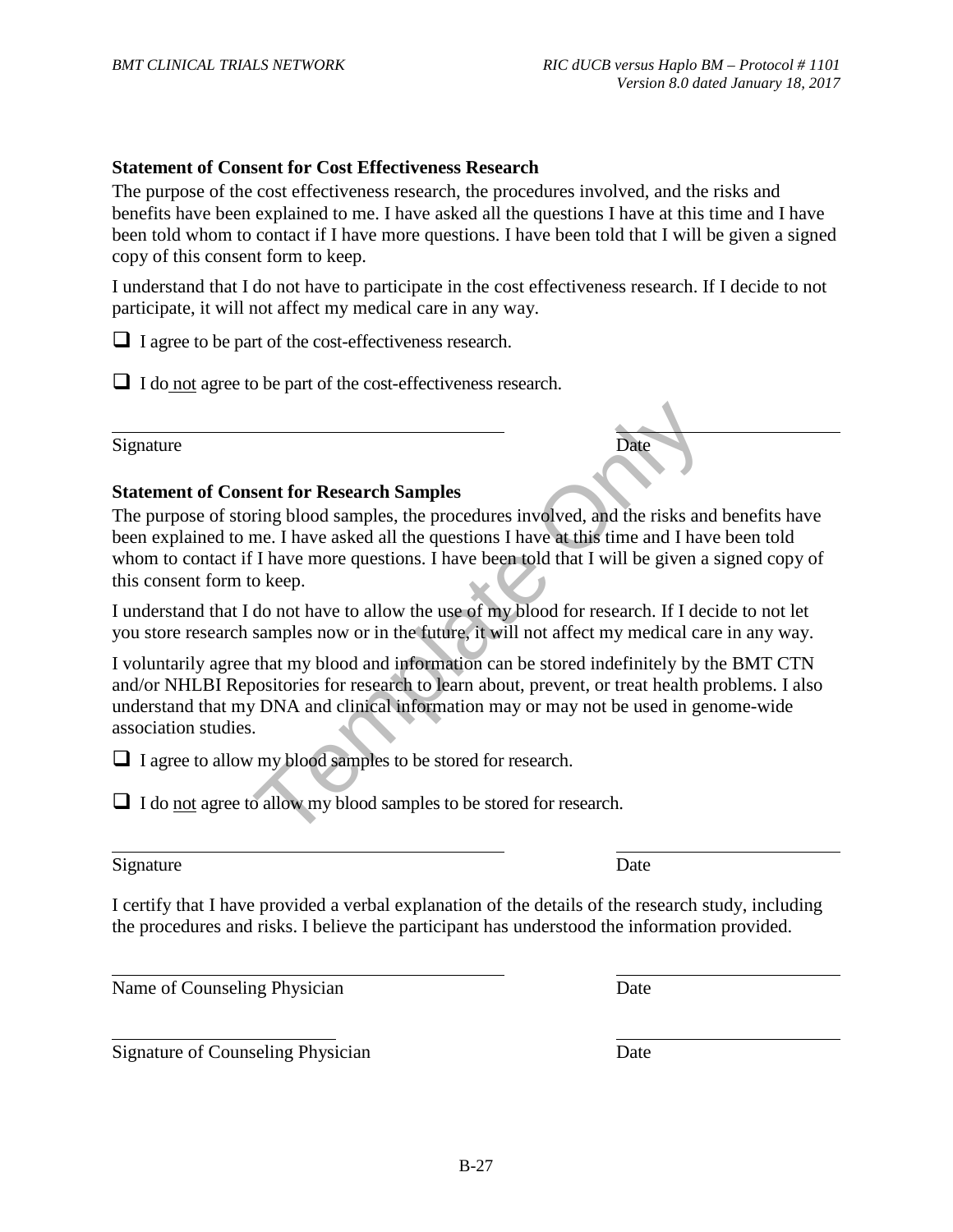**Statement of Consent for Cost Effectiveness Research**

The purpose of the cost effectiveness research, the procedures involved, and the risks and benefits have been explained to me. I have asked all the questions I have at this time and I have been told whom to contact if I have more questions. I have been told that I will be given a signed copy of this consent form to keep.

I understand that I do not have to participate in the cost effectiveness research. If I decide to not participate, it will not affect my medical care in any way.

❑ I agree to be part of the cost-effectiveness research.

❑ I do not agree to be part of the cost-effectiveness research.

\_\_\_\_\_\_\_\_\_\_\_\_\_\_\_\_\_\_\_\_\_\_\_\_\_\_\_\_\_\_\_\_\_\_\_\_\_\_\_\_ \_\_\_\_\_\_\_\_\_\_\_\_\_\_\_\_\_\_\_\_\_\_\_\_

Signature Date

**Statement of Consent for Research Samples**

The purpose of storing blood samples, the procedures involved, and the risks and benefits have been explained to me. I have asked all the questions I have at this time and I have been told whom to contact if I have more questions. I have been told that I will be given a signed copy of this consent form to keep.

I understand that I do not have to allow the use of my blood for research. If I decide to not let you store research samples now or in the future, it will not affect my medical care in any way.

I voluntarily agree that my blood and information can be stored indefinitely by the BMT CTN and/or NHLBI Repositories for research to learn about, prevent, or treat health problems. I also understand that my DNA and clinical information may or may not be used in genome-wide association studies.

❑ I agree to allow my blood samples to be stored for research.

❑ I do not agree to allow my blood samples to be stored for research.

\_\_\_\_\_\_\_\_\_\_\_\_\_\_\_\_\_\_\_\_\_\_\_\_\_\_\_\_\_\_\_\_\_\_\_\_\_\_\_\_ \_\_\_\_\_\_\_\_\_\_\_\_\_\_\_\_\_\_\_\_\_\_\_\_

Signature Date

I certify that I have provided a verbal explanation of the details of the research study, including the procedures and risks. I believe the participant has understood the information provided.

\_\_\_\_\_\_\_\_\_\_\_\_\_\_\_\_\_\_\_\_\_\_\_\_\_\_\_\_\_\_\_\_\_\_\_\_\_\_\_\_ \_\_\_\_\_\_\_\_\_\_\_\_\_\_\_\_\_\_\_\_\_\_\_\_

Name of Counseling Physician Date

\_\_\_\_\_\_\_\_\_\_\_\_\_\_\_\_\_\_\_\_\_\_\_\_ \_\_\_\_\_\_\_\_\_\_\_\_\_\_\_\_\_\_\_\_\_\_\_\_

Signature of Counseling Physician Date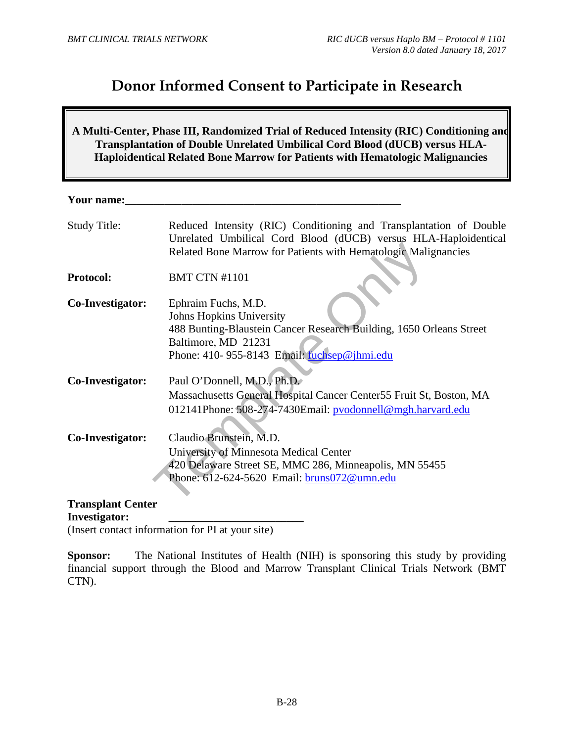# Donor Informed Consent to Participate in Research

**A Multi-Center, Phase III, Randomized Trial of Reduced Intensity (RIC) Conditioning and Transplantation of Double Unrelated Umbilical Cord Blood (dUCB) versus HLA-Haploidentical Related Bone Marrow for Patients with Hematologic Malignancies**

**Your name:**\_\_\_\_\_\_\_\_\_\_\_\_\_\_\_\_\_\_\_\_\_\_\_\_\_\_\_\_\_\_\_\_\_\_\_\_\_\_\_\_\_\_\_\_\_\_\_\_\_\_

Study Title: Reduced Intensity (RIC) Conditioning and Transplantation of Double Unrelated Umbilical Cord Blood (dUCB) versus HLA-Haploidentical Related Bone Marrow for Patients with Hematologic Malignancies

**Protocol:** BMT CTN #1101

**Co-Investigator:** Ephraim Fuchs, M.D.
Johns Hopkins University
488 Bunting-Blaustein Cancer Research Building, 1650 Orleans Street
Baltimore, MD 21231
Phone: 410- 955-8143 Email: fuchsep@jhmi.edu

**Co-Investigator:** Paul O'Donnell, M.D., Ph.D.
Massachusetts General Hospital Cancer Center55 Fruit St, Boston, MA 012141Phone: 508-274-7430Email: pvodonnell@mgh.harvard.edu

**Co-Investigator:** Claudio Brunstein, M.D.
University of Minnesota Medical Center
420 Delaware Street SE, MMC 286, Minneapolis, MN 55455
Phone: 612-624-5620 Email: bruns072@umn.edu

**Transplant Center Investigator:** \_\_\_\_\_\_\_\_\_\_\_\_\_\_\_\_\_\_\_\_\_\_\_\_
(Insert contact information for PI at your site)

**Sponsor:** The National Institutes of Health (NIH) is sponsoring this study by providing financial support through the Blood and Marrow Transplant Clinical Trials Network (BMT CTN).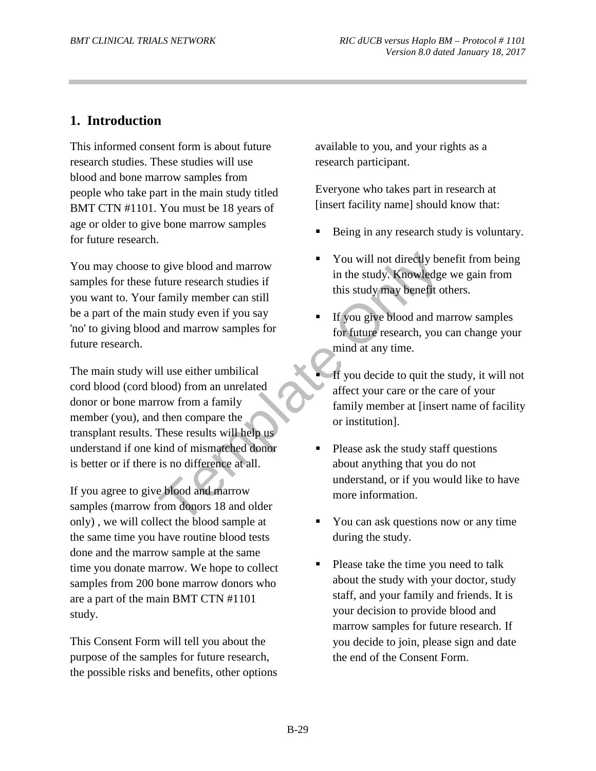## 1. Introduction

This informed consent form is about future research studies. These studies will use blood and bone marrow samples from people who take part in the main study titled BMT CTN #1101. You must be 18 years of age or older to give bone marrow samples for future research.

You may choose to give blood and marrow samples for these future research studies if you want to. Your family member can still be a part of the main study even if you say 'no' to giving blood and marrow samples for future research.

The main study will use either umbilical cord blood (cord blood) from an unrelated donor or bone marrow from a family member (you), and then compare the transplant results. These results will help us understand if one kind of mismatched donor is better or if there is no difference at all.

If you agree to give blood and marrow samples (marrow from donors 18 and older only) , we will collect the blood sample at the same time you have routine blood tests done and the marrow sample at the same time you donate marrow. We hope to collect samples from 200 bone marrow donors who are a part of the main BMT CTN #1101 study.

This Consent Form will tell you about the purpose of the samples for future research, the possible risks and benefits, other options available to you, and your rights as a research participant.

Everyone who takes part in research at [insert facility name] should know that:

- Being in any research study is voluntary.
- You will not directly benefit from being in the study. Knowledge we gain from this study may benefit others.
- If you give blood and marrow samples for future research, you can change your mind at any time.
- If you decide to quit the study, it will not affect your care or the care of your family member at [insert name of facility or institution].
- Please ask the study staff questions about anything that you do not understand, or if you would like to have more information.
- You can ask questions now or any time during the study.
- Please take the time you need to talk about the study with your doctor, study staff, and your family and friends. It is your decision to provide blood and marrow samples for future research. If you decide to join, please sign and date the end of the Consent Form.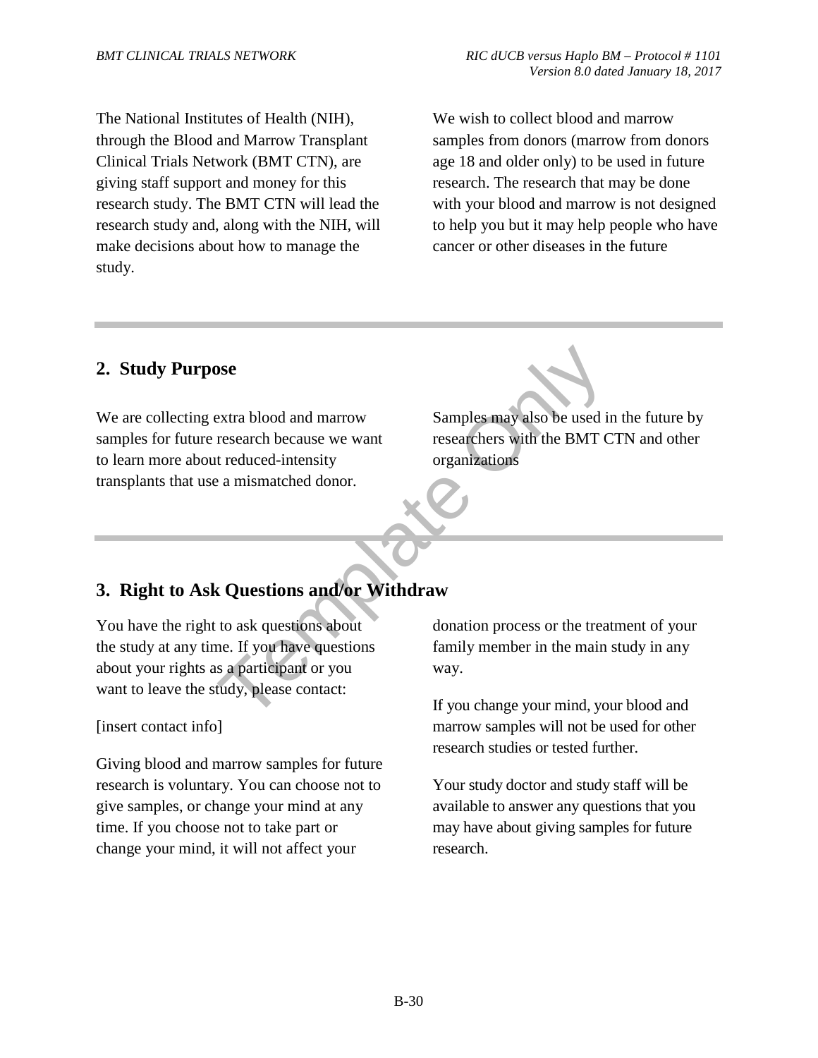The National Institutes of Health (NIH), through the Blood and Marrow Transplant Clinical Trials Network (BMT CTN), are giving staff support and money for this research study. The BMT CTN will lead the research study and, along with the NIH, will make decisions about how to manage the study.

We wish to collect blood and marrow samples from donors (marrow from donors age 18 and older only) to be used in future research. The research that may be done with your blood and marrow is not designed to help you but it may help people who have cancer or other diseases in the future

## 2. Study Purpose

We are collecting extra blood and marrow samples for future research because we want to learn more about reduced-intensity transplants that use a mismatched donor.

Samples may also be used in the future by researchers with the BMT CTN and other organizations

## 3. Right to Ask Questions and/or Withdraw

You have the right to ask questions about the study at any time. If you have questions about your rights as a participant or you want to leave the study, please contact:

[insert contact info]

Giving blood and marrow samples for future research is voluntary. You can choose not to give samples, or change your mind at any time. If you choose not to take part or change your mind, it will not affect your donation process or the treatment of your family member in the main study in any way.

If you change your mind, your blood and marrow samples will not be used for other research studies or tested further.

Your study doctor and study staff will be available to answer any questions that you may have about giving samples for future research.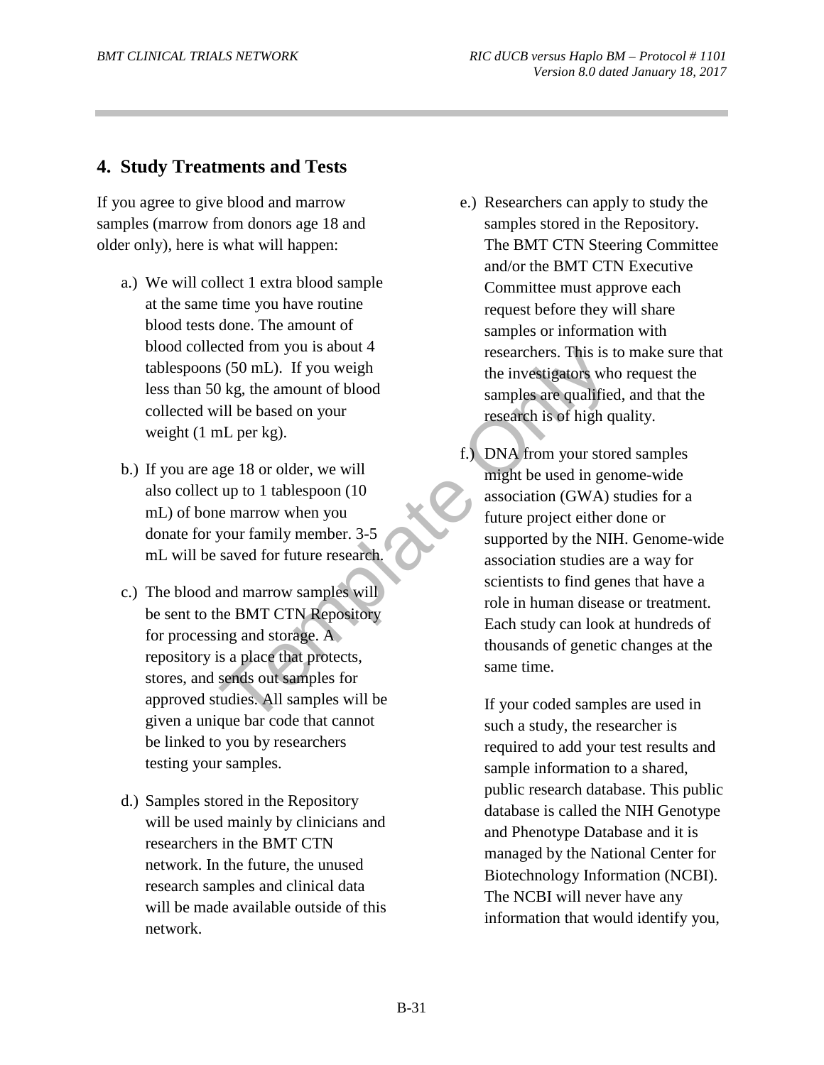## 4. Study Treatments and Tests

If you agree to give blood and marrow samples (marrow from donors age 18 and older only), here is what will happen:

a.) We will collect 1 extra blood sample at the same time you have routine blood tests done. The amount of blood collected from you is about 4 tablespoons (50 mL). If you weigh less than 50 kg, the amount of blood collected will be based on your weight (1 mL per kg).

b.) If you are age 18 or older, we will also collect up to 1 tablespoon (10 mL) of bone marrow when you donate for your family member. 3-5 mL will be saved for future research.

c.) The blood and marrow samples will be sent to the BMT CTN Repository for processing and storage. A repository is a place that protects, stores, and sends out samples for approved studies. All samples will be given a unique bar code that cannot be linked to you by researchers testing your samples.

d.) Samples stored in the Repository will be used mainly by clinicians and researchers in the BMT CTN network. In the future, the unused research samples and clinical data will be made available outside of this network.

e.) Researchers can apply to study the samples stored in the Repository. The BMT CTN Steering Committee and/or the BMT CTN Executive Committee must approve each request before they will share samples or information with researchers. This is to make sure that the investigators who request the samples are qualified, and that the research is of high quality.

f.) DNA from your stored samples might be used in genome-wide association (GWA) studies for a future project either done or supported by the NIH. Genome-wide association studies are a way for scientists to find genes that have a role in human disease or treatment. Each study can look at hundreds of thousands of genetic changes at the same time.

If your coded samples are used in such a study, the researcher is required to add your test results and sample information to a shared, public research database. This public database is called the NIH Genotype and Phenotype Database and it is managed by the National Center for Biotechnology Information (NCBI). The NCBI will never have any information that would identify you,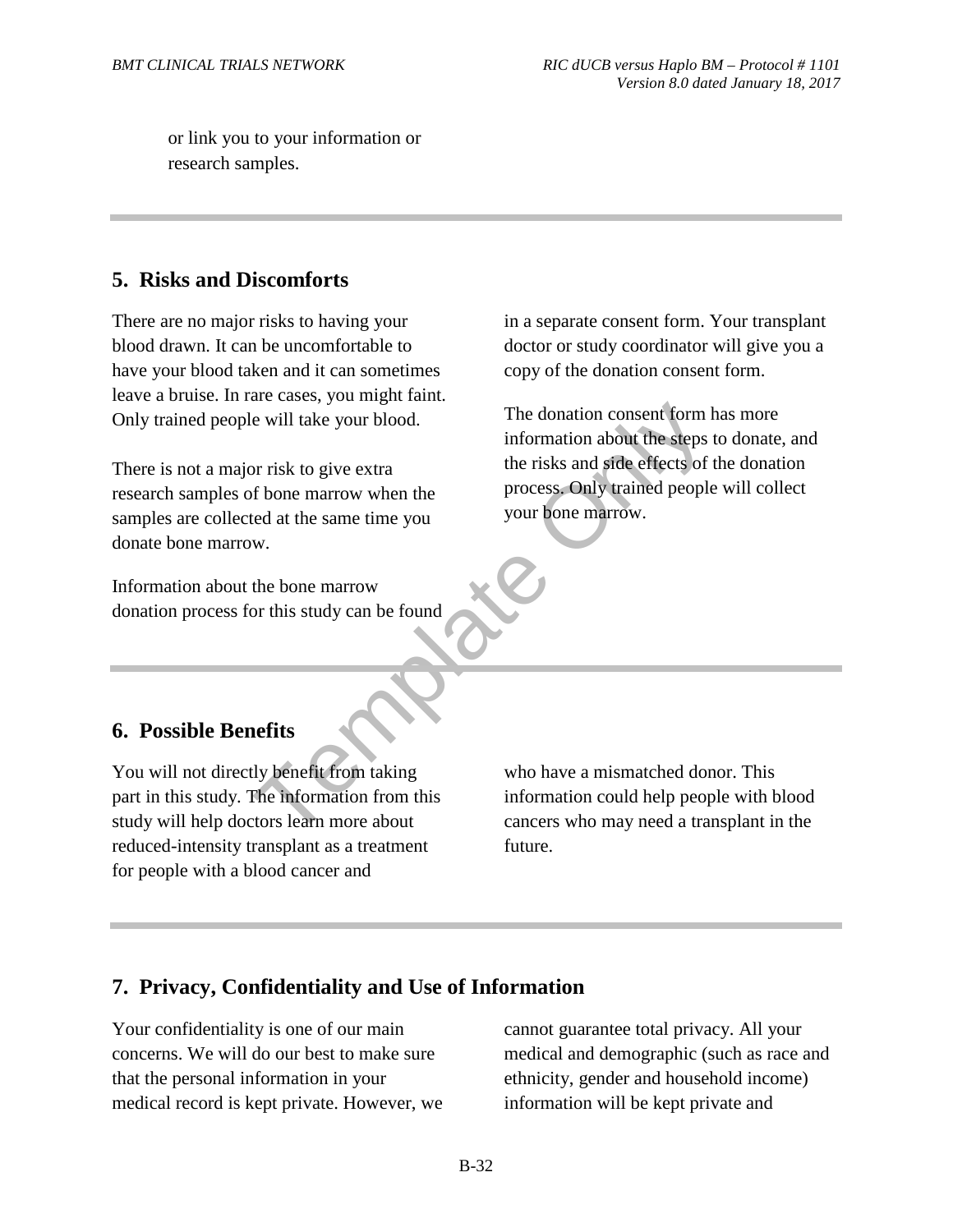or link you to your information or research samples.

## 5. Risks and Discomforts

There are no major risks to having your blood drawn. It can be uncomfortable to have your blood taken and it can sometimes leave a bruise. In rare cases, you might faint. Only trained people will take your blood.

There is not a major risk to give extra research samples of bone marrow when the samples are collected at the same time you donate bone marrow.

Information about the bone marrow donation process for this study can be found in a separate consent form. Your transplant doctor or study coordinator will give you a copy of the donation consent form.

The donation consent form has more information about the steps to donate, and the risks and side effects of the donation process. Only trained people will collect your bone marrow.

## 6. Possible Benefits

You will not directly benefit from taking part in this study. The information from this study will help doctors learn more about reduced-intensity transplant as a treatment for people with a blood cancer and who have a mismatched donor. This information could help people with blood cancers who may need a transplant in the future.

## 7. Privacy, Confidentiality and Use of Information

Your confidentiality is one of our main concerns. We will do our best to make sure that the personal information in your medical record is kept private. However, we cannot guarantee total privacy. All your medical and demographic (such as race and ethnicity, gender and household income) information will be kept private and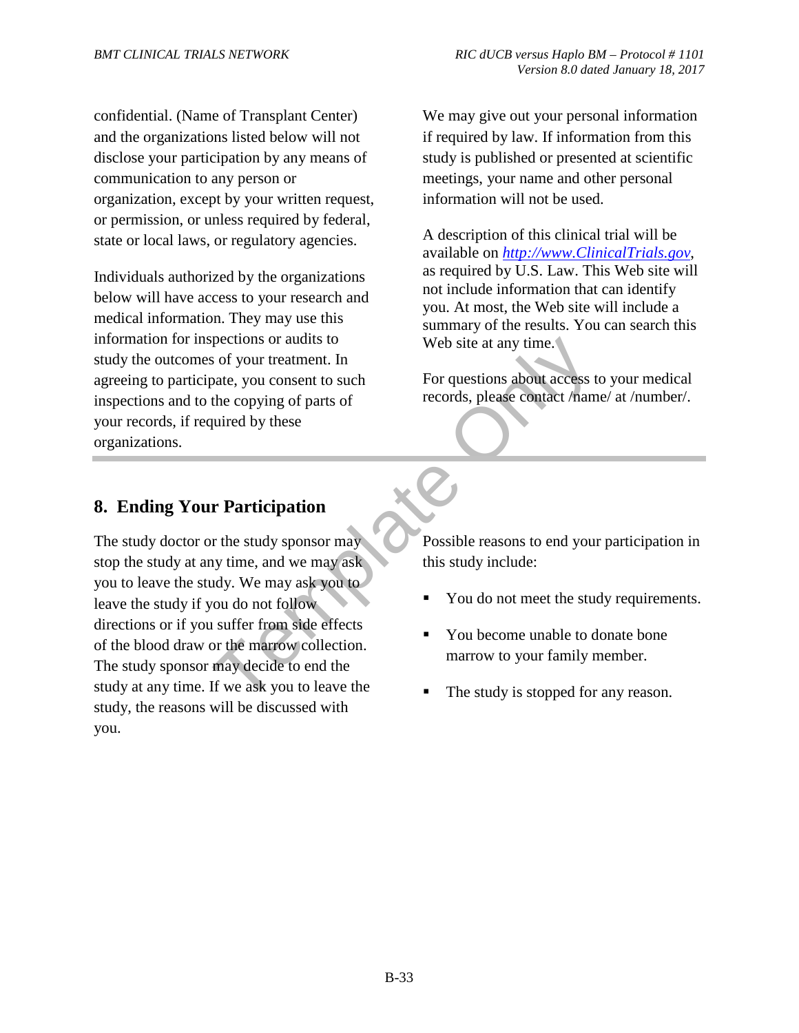confidential. (Name of Transplant Center) and the organizations listed below will not disclose your participation by any means of communication to any person or organization, except by your written request, or permission, or unless required by federal, state or local laws, or regulatory agencies.

Individuals authorized by the organizations below will have access to your research and medical information. They may use this information for inspections or audits to study the outcomes of your treatment. In agreeing to participate, you consent to such inspections and to the copying of parts of your records, if required by these organizations.

We may give out your personal information if required by law. If information from this study is published or presented at scientific meetings, your name and other personal information will not be used.

A description of this clinical trial will be available on *http://www.ClinicalTrials.gov*, as required by U.S. Law. This Web site will not include information that can identify you. At most, the Web site will include a summary of the results. You can search this Web site at any time.

For questions about access to your medical records, please contact /name/ at /number/.

## 8. Ending Your Participation

The study doctor or the study sponsor may stop the study at any time, and we may ask you to leave the study. We may ask you to leave the study if you do not follow directions or if you suffer from side effects of the blood draw or the marrow collection. The study sponsor may decide to end the study at any time. If we ask you to leave the study, the reasons will be discussed with you.

Possible reasons to end your participation in this study include:

- You do not meet the study requirements.
- You become unable to donate bone marrow to your family member.
- The study is stopped for any reason.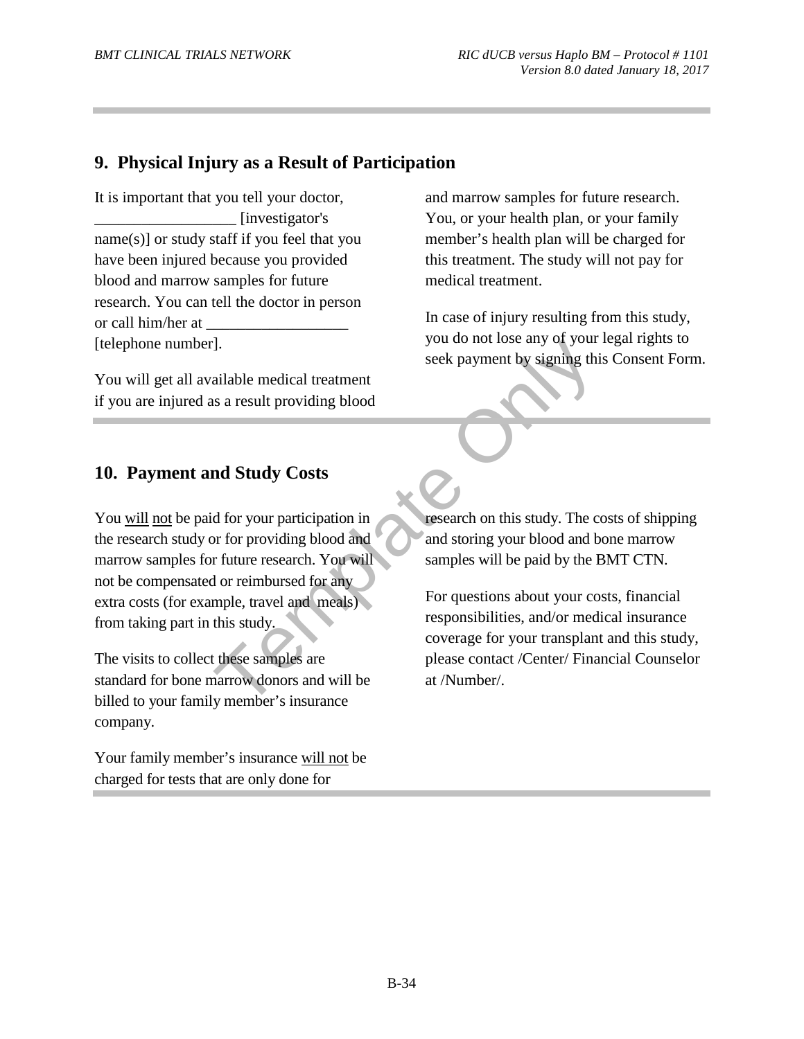## 9. Physical Injury as a Result of Participation

It is important that you tell your doctor, __________________ [investigator's name(s)] or study staff if you feel that you have been injured because you provided blood and marrow samples for future research. You can tell the doctor in person or call him/her at __________________ [telephone number].

You will get all available medical treatment if you are injured as a result providing blood and marrow samples for future research. You, or your health plan, or your family member's health plan will be charged for this treatment. The study will not pay for medical treatment.

In case of injury resulting from this study, you do not lose any of your legal rights to seek payment by signing this Consent Form.

## 10. Payment and Study Costs

You <u>will</u> <u>not</u> be paid for your participation in the research study or for providing blood and marrow samples for future research. You will not be compensated or reimbursed for any extra costs (for example, travel and meals) from taking part in this study.

The visits to collect these samples are standard for bone marrow donors and will be billed to your family member's insurance company.

Your family member's insurance <u>will not</u> be charged for tests that are only done for research on this study. The costs of shipping and storing your blood and bone marrow samples will be paid by the BMT CTN.

For questions about your costs, financial responsibilities, and/or medical insurance coverage for your transplant and this study, please contact /Center/ Financial Counselor at /Number/.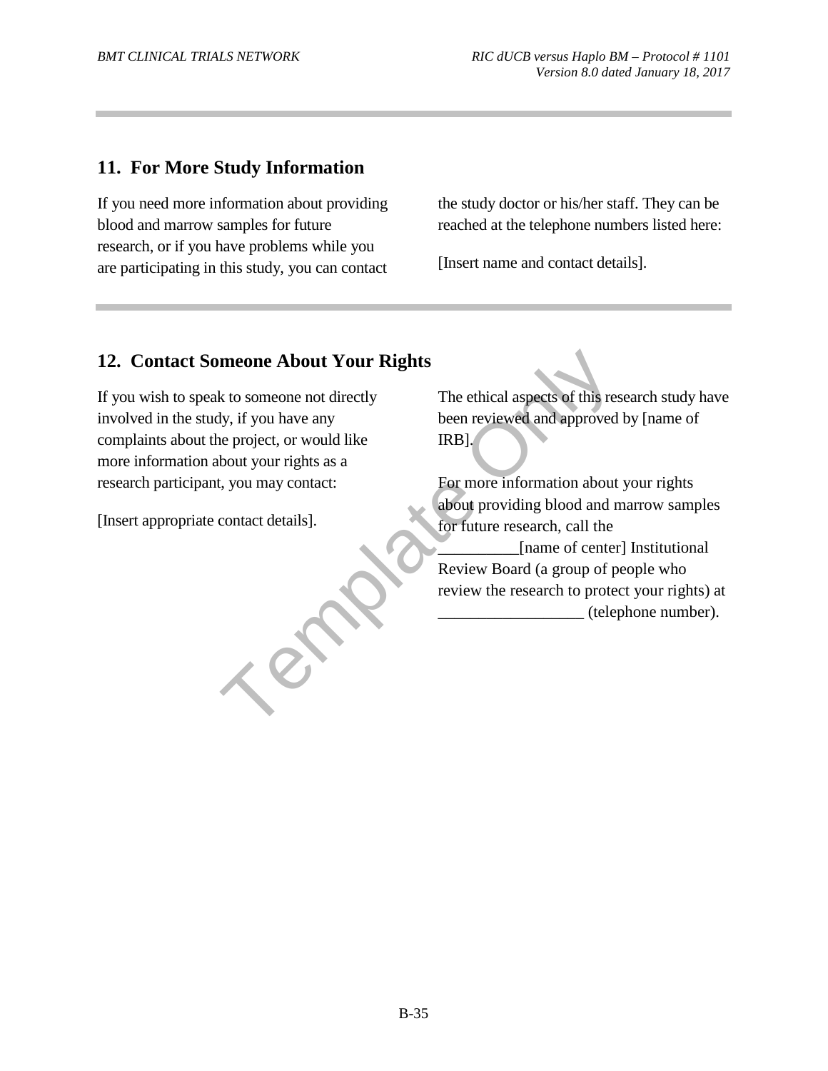## 11. For More Study Information

If you need more information about providing blood and marrow samples for future research, or if you have problems while you are participating in this study, you can contact the study doctor or his/her staff. They can be reached at the telephone numbers listed here:

[Insert name and contact details].

## 12. Contact Someone About Your Rights

If you wish to speak to someone not directly involved in the study, if you have any complaints about the project, or would like more information about your rights as a research participant, you may contact:

[Insert appropriate contact details].

The ethical aspects of this research study have been reviewed and approved by [name of IRB].

For more information about your rights about providing blood and marrow samples for future research, call the __________[name of center] Institutional Review Board (a group of people who review the research to protect your rights) at __________________ (telephone number).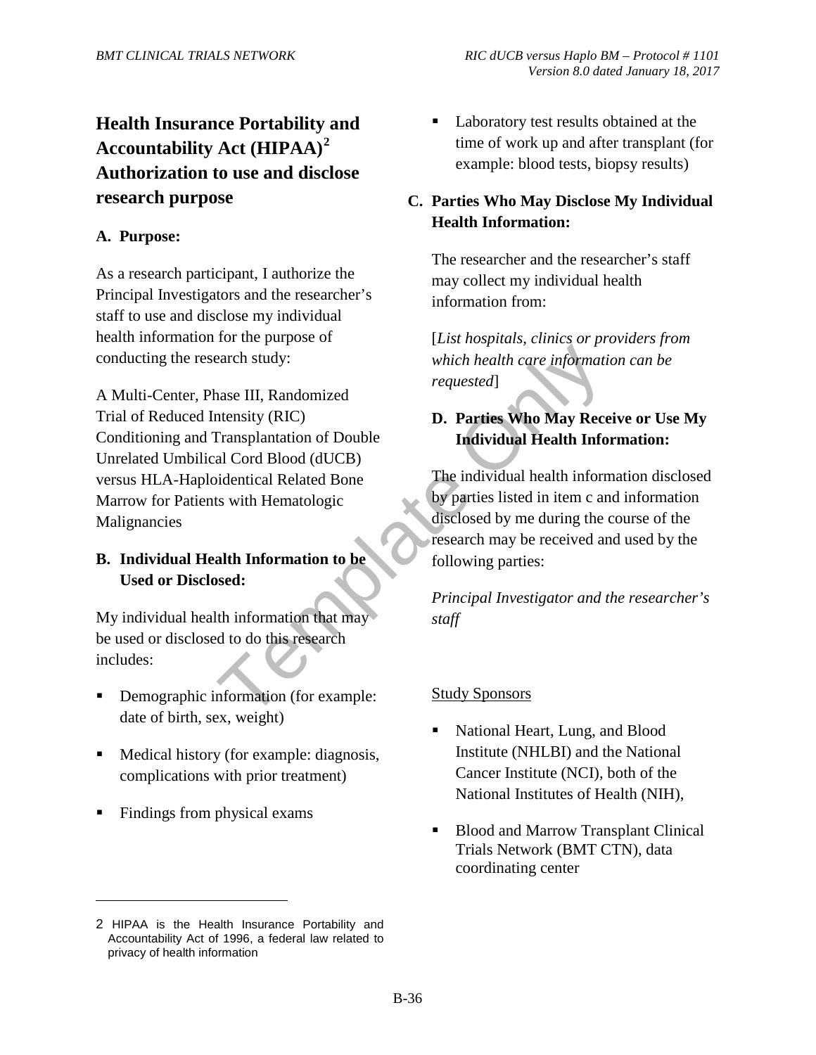# Health Insurance Portability and Accountability Act (HIPAA)[2] Authorization to use and disclose research purpose

## A. Purpose:

As a research participant, I authorize the Principal Investigators and the researcher's staff to use and disclose my individual health information for the purpose of conducting the research study:

A Multi-Center, Phase III, Randomized Trial of Reduced Intensity (RIC) Conditioning and Transplantation of Double Unrelated Umbilical Cord Blood (dUCB) versus HLA-Haploidentical Related Bone Marrow for Patients with Hematologic Malignancies

## B. Individual Health Information to be Used or Disclosed:

My individual health information that may be used or disclosed to do this research includes:

- Demographic information (for example: date of birth, sex, weight)
- Medical history (for example: diagnosis, complications with prior treatment)
- Findings from physical exams
- Laboratory test results obtained at the time of work up and after transplant (for example: blood tests, biopsy results)

## C. Parties Who May Disclose My Individual Health Information:

The researcher and the researcher's staff may collect my individual health information from:

[*List hospitals, clinics or providers from which health care information can be requested*]

## D. Parties Who May Receive or Use My Individual Health Information:

The individual health information disclosed by parties listed in item c and information disclosed by me during the course of the research may be received and used by the following parties:

*Principal Investigator and the researcher's staff*

Study Sponsors

- National Heart, Lung, and Blood Institute (NHLBI) and the National Cancer Institute (NCI), both of the National Institutes of Health (NIH),
- Blood and Marrow Transplant Clinical Trials Network (BMT CTN), data coordinating center

---

2 HIPAA is the Health Insurance Portability and Accountability Act of 1996, a federal law related to privacy of health information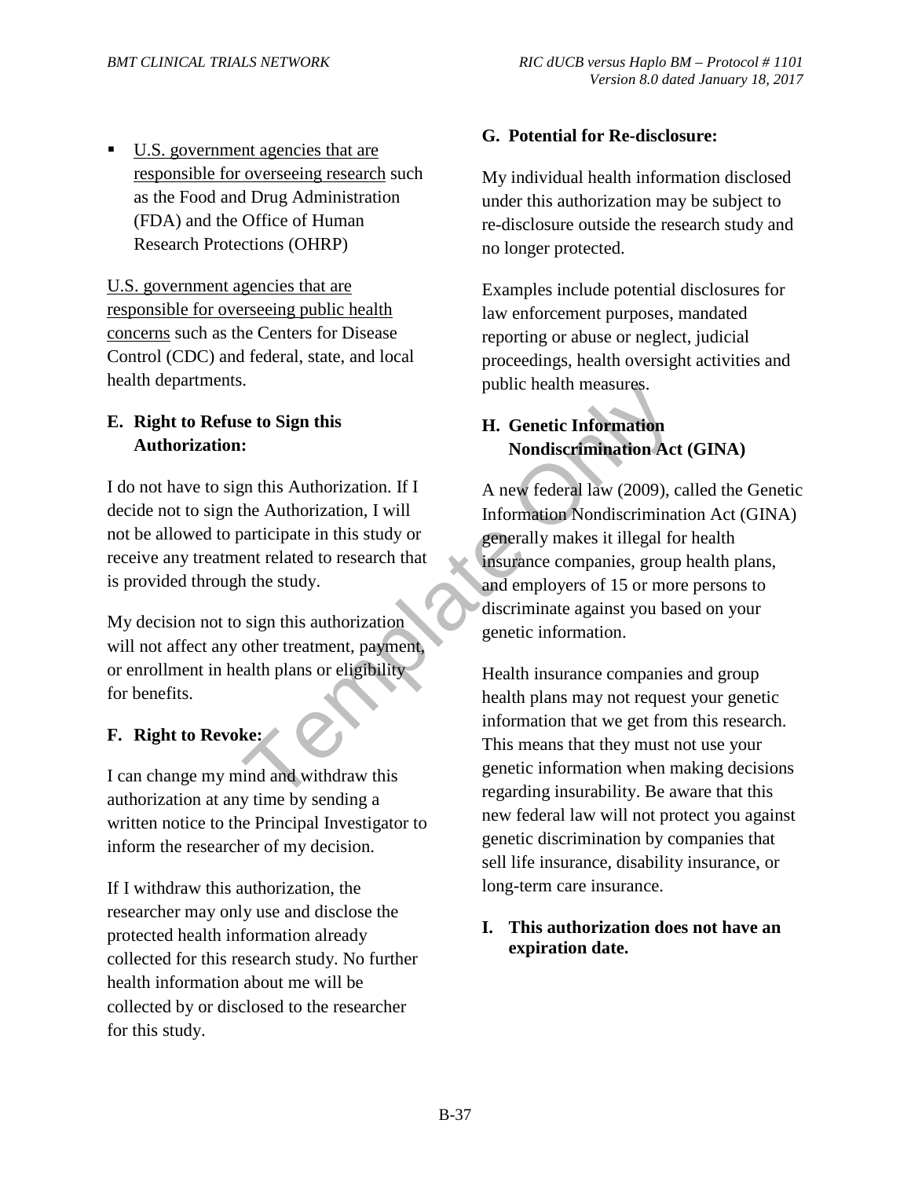- U.S. government agencies that are responsible for overseeing research such as the Food and Drug Administration (FDA) and the Office of Human Research Protections (OHRP)

U.S. government agencies that are responsible for overseeing public health concerns such as the Centers for Disease Control (CDC) and federal, state, and local health departments.

**E. Right to Refuse to Sign this Authorization:**

I do not have to sign this Authorization. If I decide not to sign the Authorization, I will not be allowed to participate in this study or receive any treatment related to research that is provided through the study.

My decision not to sign this authorization will not affect any other treatment, payment, or enrollment in health plans or eligibility for benefits.

**F. Right to Revoke:**

I can change my mind and withdraw this authorization at any time by sending a written notice to the Principal Investigator to inform the researcher of my decision.

If I withdraw this authorization, the researcher may only use and disclose the protected health information already collected for this research study. No further health information about me will be collected by or disclosed to the researcher for this study.

**G. Potential for Re-disclosure:**

My individual health information disclosed under this authorization may be subject to re-disclosure outside the research study and no longer protected.

Examples include potential disclosures for law enforcement purposes, mandated reporting or abuse or neglect, judicial proceedings, health oversight activities and public health measures.

**H. Genetic Information Nondiscrimination Act (GINA)**

A new federal law (2009), called the Genetic Information Nondiscrimination Act (GINA) generally makes it illegal for health insurance companies, group health plans, and employers of 15 or more persons to discriminate against you based on your genetic information.

Health insurance companies and group health plans may not request your genetic information that we get from this research. This means that they must not use your genetic information when making decisions regarding insurability. Be aware that this new federal law will not protect you against genetic discrimination by companies that sell life insurance, disability insurance, or long-term care insurance.

**I. This authorization does not have an expiration date.**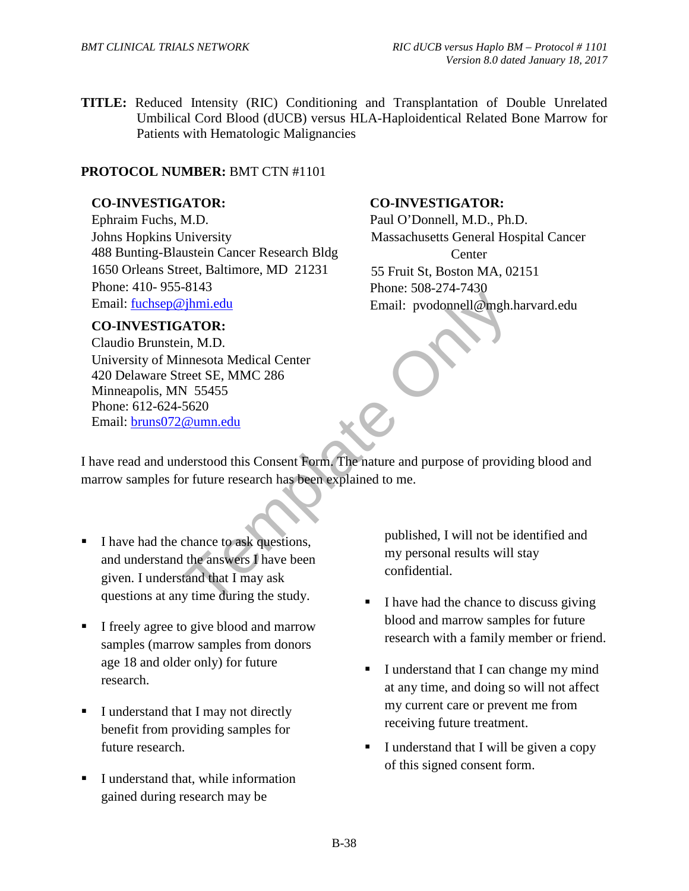**TITLE:** Reduced Intensity (RIC) Conditioning and Transplantation of Double Unrelated Umbilical Cord Blood (dUCB) versus HLA-Haploidentical Related Bone Marrow for Patients with Hematologic Malignancies

**PROTOCOL NUMBER:** BMT CTN #1101

**CO-INVESTIGATOR:**
Ephraim Fuchs, M.D.
Johns Hopkins University
488 Bunting-Blaustein Cancer Research Bldg
1650 Orleans Street, Baltimore, MD 21231
Phone: 410- 955-8143
Email: fuchsep@jhmi.edu

**CO-INVESTIGATOR:**
Claudio Brunstein, M.D.
University of Minnesota Medical Center
420 Delaware Street SE, MMC 286
Minneapolis, MN 55455
Phone: 612-624-5620
Email: bruns072@umn.edu

**CO-INVESTIGATOR:**
Paul O'Donnell, M.D., Ph.D.
Massachusetts General Hospital Cancer Center
55 Fruit St, Boston MA, 02151
Phone: 508-274-7430
Email: pvodonnell@mgh.harvard.edu

I have read and understood this Consent Form. The nature and purpose of providing blood and marrow samples for future research has been explained to me.

- I have had the chance to ask questions, and understand the answers I have been given. I understand that I may ask questions at any time during the study.
- I freely agree to give blood and marrow samples (marrow samples from donors age 18 and older only) for future research.
- I understand that I may not directly benefit from providing samples for future research.
- I understand that, while information gained during research may be published, I will not be identified and my personal results will stay confidential.
- I have had the chance to discuss giving blood and marrow samples for future research with a family member or friend.
- I understand that I can change my mind at any time, and doing so will not affect my current care or prevent me from receiving future treatment.
- I understand that I will be given a copy of this signed consent form.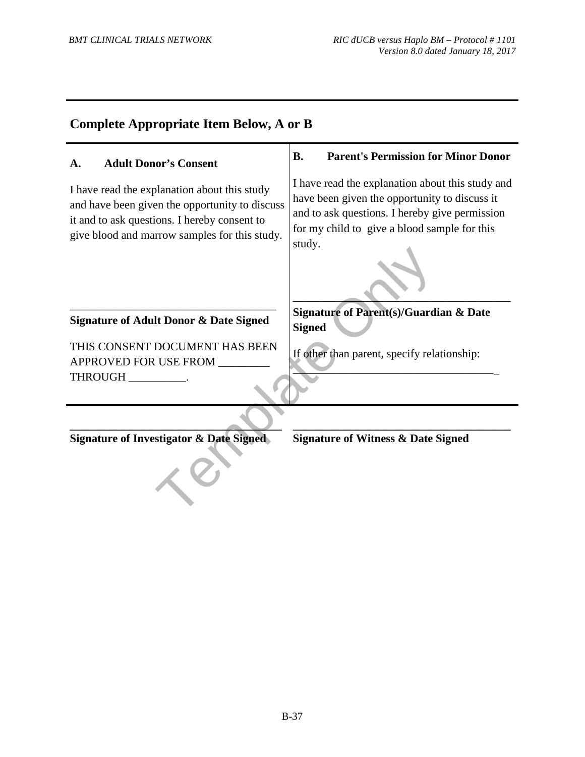## Complete Appropriate Item Below, A or B

**A. Adult Donor's Consent**

I have read the explanation about this study and have been given the opportunity to discuss it and to ask questions. I hereby consent to give blood and marrow samples for this study.

___________________________________

**Signature of Adult Donor & Date Signed**

THIS CONSENT DOCUMENT HAS BEEN APPROVED FOR USE FROM _________ THROUGH __________.

**B. Parent's Permission for Minor Donor**

I have read the explanation about this study and have been given the opportunity to discuss it and to ask questions. I hereby give permission for my child to give a blood sample for this study.

___________________________________

**Signature of Parent(s)/Guardian & Date Signed**

If other than parent, specify relationship:

___________________________________

___________________________________

**Signature of Investigator & Date Signed**

___________________________________

**Signature of Witness & Date Signed**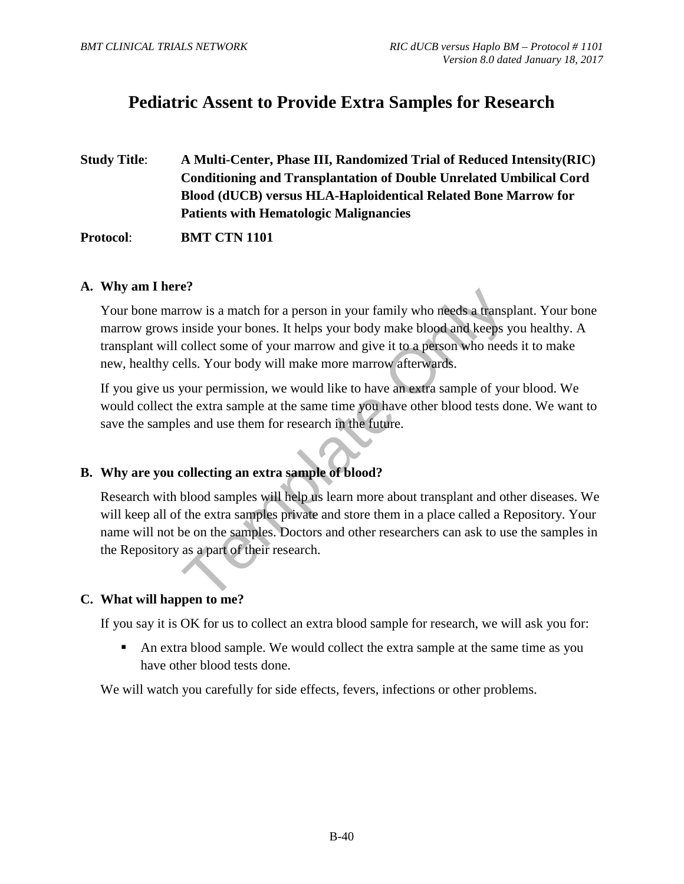# Pediatric Assent to Provide Extra Samples for Research

**Study Title**: **A Multi-Center, Phase III, Randomized Trial of Reduced Intensity(RIC) Conditioning and Transplantation of Double Unrelated Umbilical Cord Blood (dUCB) versus HLA-Haploidentical Related Bone Marrow for Patients with Hematologic Malignancies**

**Protocol**: **BMT CTN 1101**

### A. Why am I here?

Your bone marrow is a match for a person in your family who needs a transplant. Your bone marrow grows inside your bones. It helps your body make blood and keeps you healthy. A transplant will collect some of your marrow and give it to a person who needs it to make new, healthy cells. Your body will make more marrow afterwards.

If you give us your permission, we would like to have an extra sample of your blood. We would collect the extra sample at the same time you have other blood tests done. We want to save the samples and use them for research in the future.

### B. Why are you collecting an extra sample of blood?

Research with blood samples will help us learn more about transplant and other diseases. We will keep all of the extra samples private and store them in a place called a Repository. Your name will not be on the samples. Doctors and other researchers can ask to use the samples in the Repository as a part of their research.

### C. What will happen to me?

If you say it is OK for us to collect an extra blood sample for research, we will ask you for:

- An extra blood sample. We would collect the extra sample at the same time as you have other blood tests done.

We will watch you carefully for side effects, fevers, infections or other problems.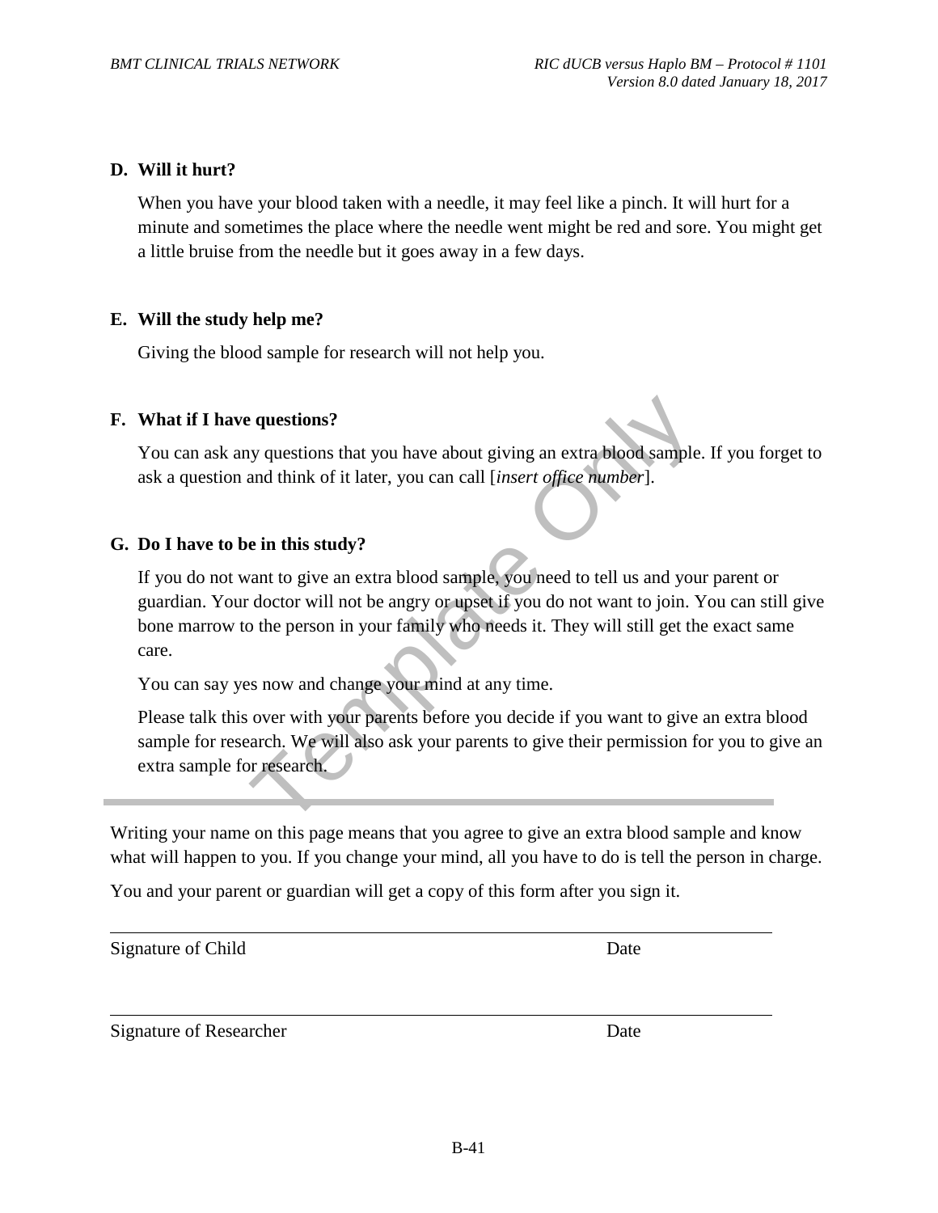**D. Will it hurt?**

When you have your blood taken with a needle, it may feel like a pinch. It will hurt for a minute and sometimes the place where the needle went might be red and sore. You might get a little bruise from the needle but it goes away in a few days.

**E. Will the study help me?**

Giving the blood sample for research will not help you.

**F. What if I have questions?**

You can ask any questions that you have about giving an extra blood sample. If you forget to ask a question and think of it later, you can call [*insert office number*].

**G. Do I have to be in this study?**

If you do not want to give an extra blood sample, you need to tell us and your parent or guardian. Your doctor will not be angry or upset if you do not want to join. You can still give bone marrow to the person in your family who needs it. They will still get the exact same care.

You can say yes now and change your mind at any time.

Please talk this over with your parents before you decide if you want to give an extra blood sample for research. We will also ask your parents to give their permission for you to give an extra sample for research.

---

Writing your name on this page means that you agree to give an extra blood sample and know what will happen to you. If you change your mind, all you have to do is tell the person in charge.

You and your parent or guardian will get a copy of this form after you sign it.

\_\_\_\_\_\_\_\_\_\_\_\_\_\_\_\_\_\_\_\_\_\_\_\_\_\_\_\_\_\_\_\_\_\_\_\_\_\_\_\_\_\_\_\_\_\_\_\_\_\_\_\_\_\_\_\_\_\_\_\_

Signature of Child                                        Date

\_\_\_\_\_\_\_\_\_\_\_\_\_\_\_\_\_\_\_\_\_\_\_\_\_\_\_\_\_\_\_\_\_\_\_\_\_\_\_\_\_\_\_\_\_\_\_\_\_\_\_\_\_\_\_\_\_\_\_\_

Signature of Researcher                                   Date